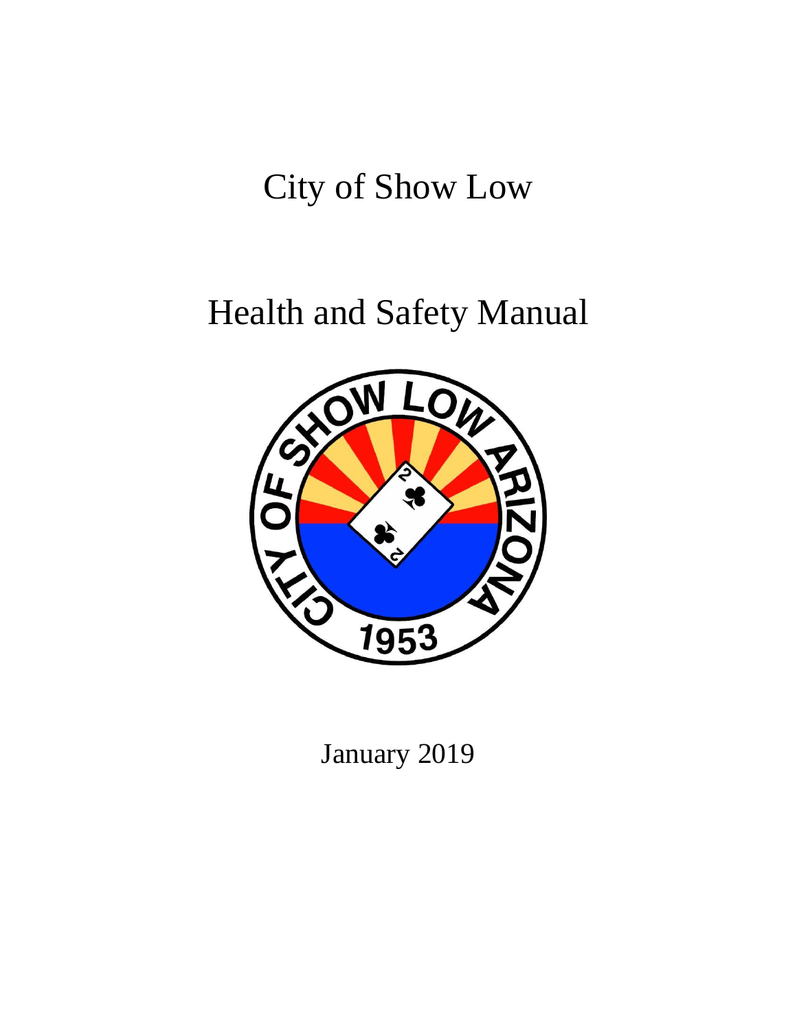# City of Show Low

# Health and Safety Manual

January 2019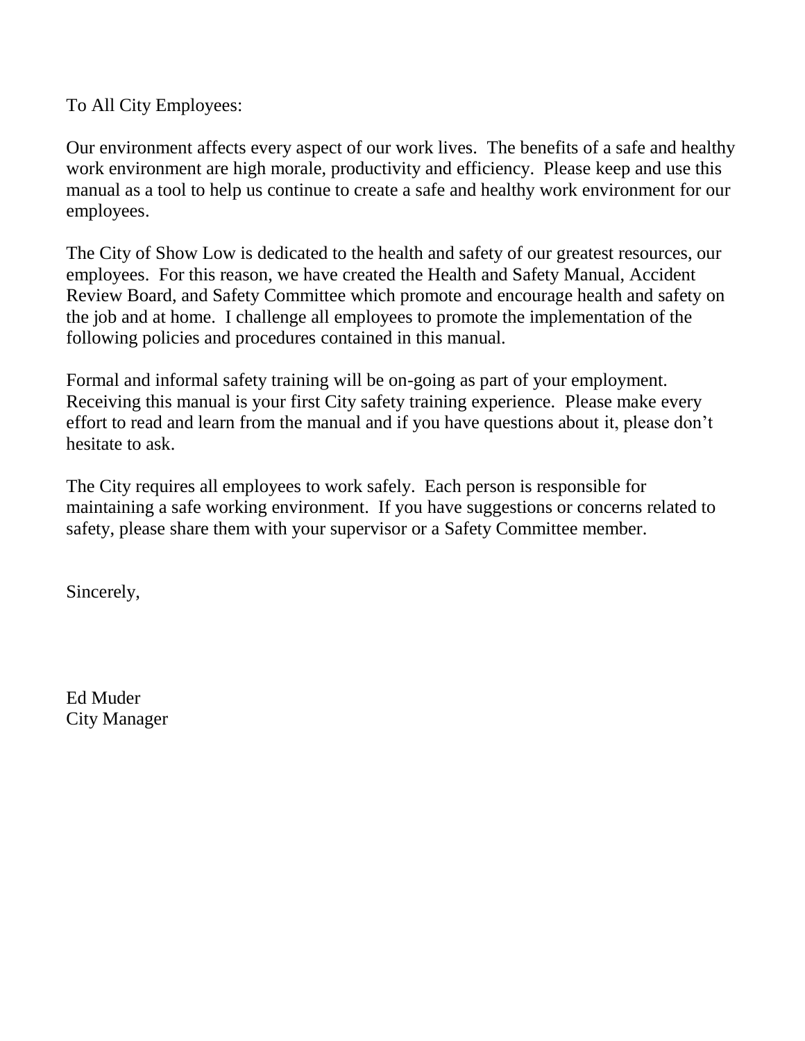To All City Employees:

Our environment affects every aspect of our work lives. The benefits of a safe and healthy work environment are high morale, productivity and efficiency. Please keep and use this manual as a tool to help us continue to create a safe and healthy work environment for our employees.

The City of Show Low is dedicated to the health and safety of our greatest resources, our employees. For this reason, we have created the Health and Safety Manual, Accident Review Board, and Safety Committee which promote and encourage health and safety on the job and at home. I challenge all employees to promote the implementation of the following policies and procedures contained in this manual.

Formal and informal safety training will be on-going as part of your employment. Receiving this manual is your first City safety training experience. Please make every effort to read and learn from the manual and if you have questions about it, please don't hesitate to ask.

The City requires all employees to work safely. Each person is responsible for maintaining a safe working environment. If you have suggestions or concerns related to safety, please share them with your supervisor or a Safety Committee member.

Sincerely,

Ed Muder
City Manager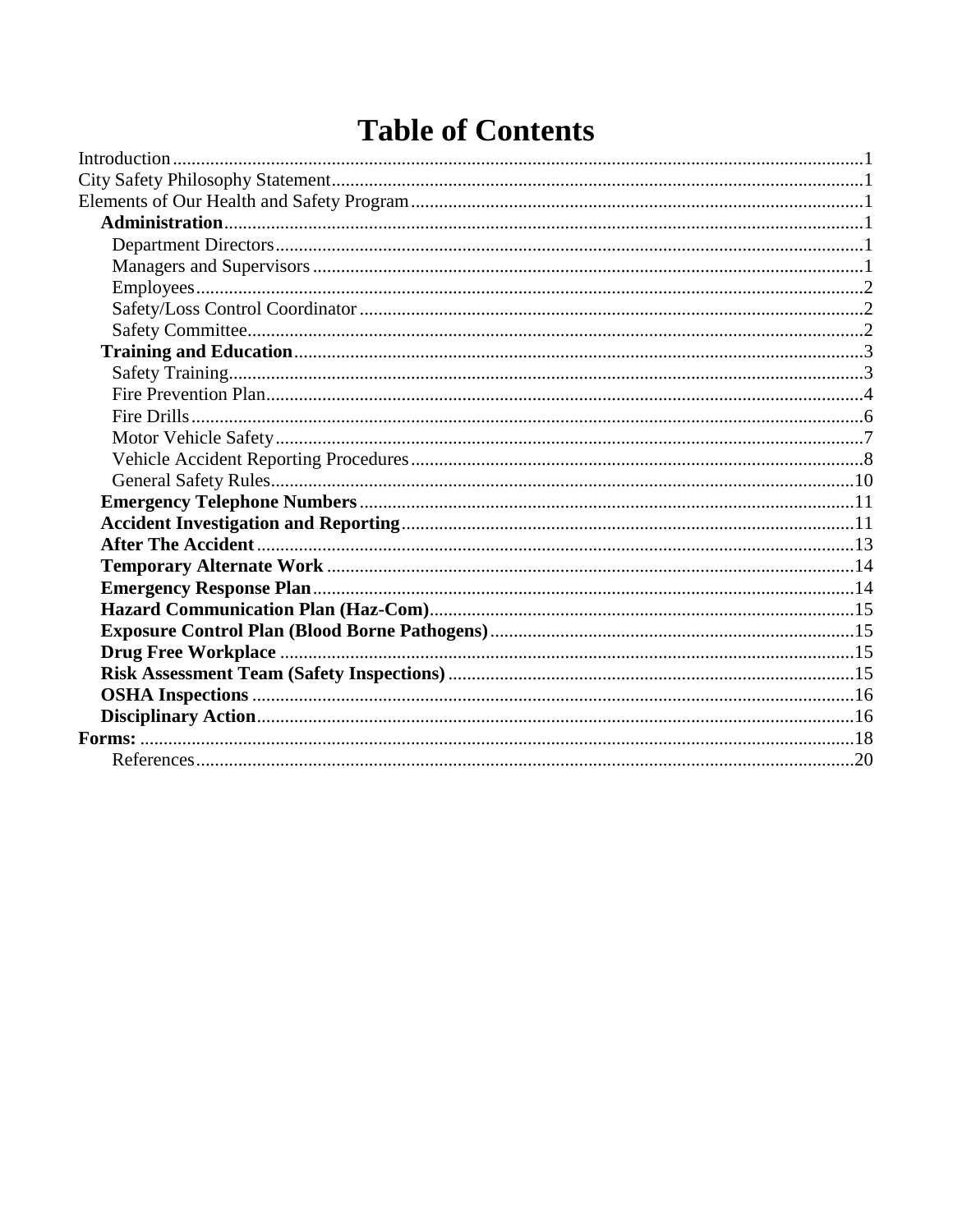# Table of Contents

Introduction ..... 1
City Safety Philosophy Statement ..... 1
Elements of Our Health and Safety Program ..... 1
- **Administration** ..... 1
  - Department Directors ..... 1
  - Managers and Supervisors ..... 1
  - Employees ..... 2
  - Safety/Loss Control Coordinator ..... 2
  - Safety Committee ..... 2
- **Training and Education** ..... 3
  - Safety Training ..... 3
  - Fire Prevention Plan ..... 4
  - Fire Drills ..... 6
  - Motor Vehicle Safety ..... 7
  - Vehicle Accident Reporting Procedures ..... 8
  - General Safety Rules ..... 10
- **Emergency Telephone Numbers** ..... 11
- **Accident Investigation and Reporting** ..... 11
- **After The Accident** ..... 13
- **Temporary Alternate Work** ..... 14
- **Emergency Response Plan** ..... 14
- **Hazard Communication Plan (Haz-Com)** ..... 15
- **Exposure Control Plan (Blood Borne Pathogens)** ..... 15
- **Drug Free Workplace** ..... 15
- **Risk Assessment Team (Safety Inspections)** ..... 15
- **OSHA Inspections** ..... 16
- **Disciplinary Action** ..... 16

**Forms:** ..... 18
- References ..... 20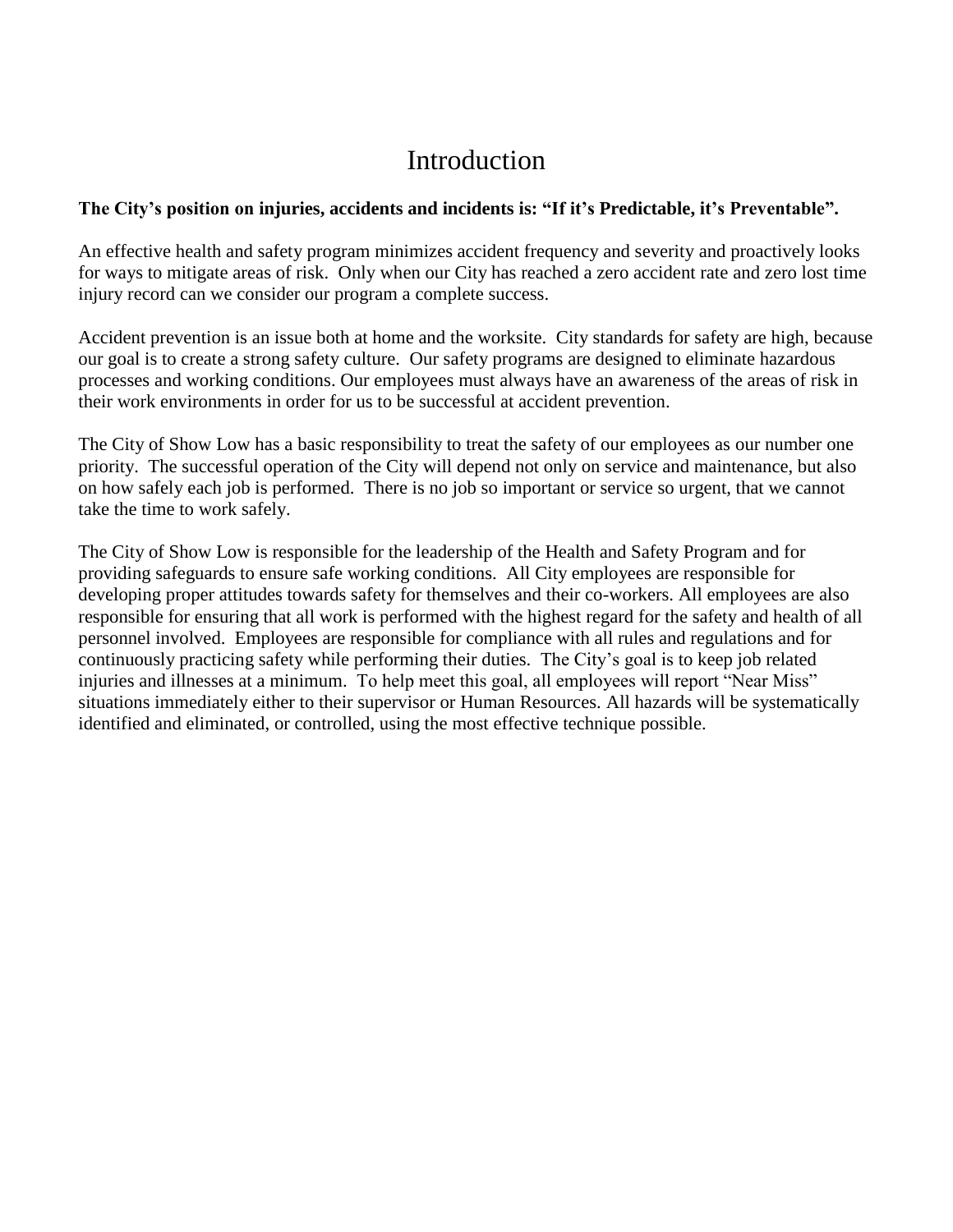# Introduction

**The City's position on injuries, accidents and incidents is: "If it's Predictable, it's Preventable".**

An effective health and safety program minimizes accident frequency and severity and proactively looks for ways to mitigate areas of risk. Only when our City has reached a zero accident rate and zero lost time injury record can we consider our program a complete success.

Accident prevention is an issue both at home and the worksite. City standards for safety are high, because our goal is to create a strong safety culture. Our safety programs are designed to eliminate hazardous processes and working conditions. Our employees must always have an awareness of the areas of risk in their work environments in order for us to be successful at accident prevention.

The City of Show Low has a basic responsibility to treat the safety of our employees as our number one priority. The successful operation of the City will depend not only on service and maintenance, but also on how safely each job is performed. There is no job so important or service so urgent, that we cannot take the time to work safely.

The City of Show Low is responsible for the leadership of the Health and Safety Program and for providing safeguards to ensure safe working conditions. All City employees are responsible for developing proper attitudes towards safety for themselves and their co-workers. All employees are also responsible for ensuring that all work is performed with the highest regard for the safety and health of all personnel involved. Employees are responsible for compliance with all rules and regulations and for continuously practicing safety while performing their duties. The City's goal is to keep job related injuries and illnesses at a minimum. To help meet this goal, all employees will report "Near Miss" situations immediately either to their supervisor or Human Resources. All hazards will be systematically identified and eliminated, or controlled, using the most effective technique possible.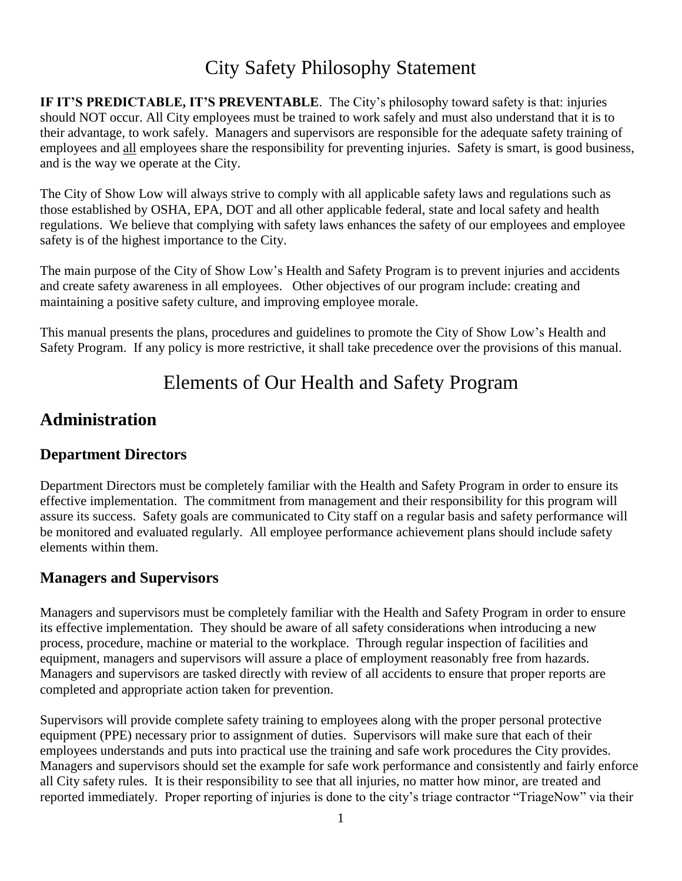# City Safety Philosophy Statement

**IF IT'S PREDICTABLE, IT'S PREVENTABLE**. The City's philosophy toward safety is that: injuries should NOT occur. All City employees must be trained to work safely and must also understand that it is to their advantage, to work safely. Managers and supervisors are responsible for the adequate safety training of employees and all employees share the responsibility for preventing injuries. Safety is smart, is good business, and is the way we operate at the City.

The City of Show Low will always strive to comply with all applicable safety laws and regulations such as those established by OSHA, EPA, DOT and all other applicable federal, state and local safety and health regulations. We believe that complying with safety laws enhances the safety of our employees and employee safety is of the highest importance to the City.

The main purpose of the City of Show Low's Health and Safety Program is to prevent injuries and accidents and create safety awareness in all employees. Other objectives of our program include: creating and maintaining a positive safety culture, and improving employee morale.

This manual presents the plans, procedures and guidelines to promote the City of Show Low's Health and Safety Program. If any policy is more restrictive, it shall take precedence over the provisions of this manual.

# Elements of Our Health and Safety Program

## Administration

### Department Directors

Department Directors must be completely familiar with the Health and Safety Program in order to ensure its effective implementation. The commitment from management and their responsibility for this program will assure its success. Safety goals are communicated to City staff on a regular basis and safety performance will be monitored and evaluated regularly. All employee performance achievement plans should include safety elements within them.

### Managers and Supervisors

Managers and supervisors must be completely familiar with the Health and Safety Program in order to ensure its effective implementation. They should be aware of all safety considerations when introducing a new process, procedure, machine or material to the workplace. Through regular inspection of facilities and equipment, managers and supervisors will assure a place of employment reasonably free from hazards. Managers and supervisors are tasked directly with review of all accidents to ensure that proper reports are completed and appropriate action taken for prevention.

Supervisors will provide complete safety training to employees along with the proper personal protective equipment (PPE) necessary prior to assignment of duties. Supervisors will make sure that each of their employees understands and puts into practical use the training and safe work procedures the City provides. Managers and supervisors should set the example for safe work performance and consistently and fairly enforce all City safety rules. It is their responsibility to see that all injuries, no matter how minor, are treated and reported immediately. Proper reporting of injuries is done to the city's triage contractor "TriageNow" via their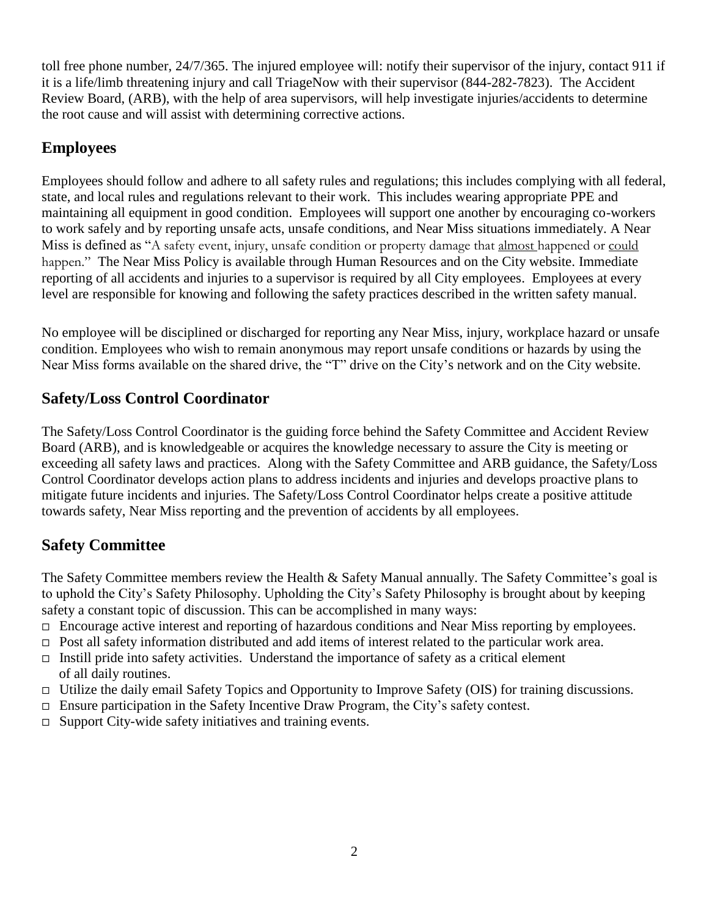toll free phone number, 24/7/365. The injured employee will: notify their supervisor of the injury, contact 911 if it is a life/limb threatening injury and call TriageNow with their supervisor (844-282-7823). The Accident Review Board, (ARB), with the help of area supervisors, will help investigate injuries/accidents to determine the root cause and will assist with determining corrective actions.

## Employees

Employees should follow and adhere to all safety rules and regulations; this includes complying with all federal, state, and local rules and regulations relevant to their work. This includes wearing appropriate PPE and maintaining all equipment in good condition. Employees will support one another by encouraging co-workers to work safely and by reporting unsafe acts, unsafe conditions, and Near Miss situations immediately. A Near Miss is defined as "A safety event, injury, unsafe condition or property damage that almost happened or could happen." The Near Miss Policy is available through Human Resources and on the City website. Immediate reporting of all accidents and injuries to a supervisor is required by all City employees. Employees at every level are responsible for knowing and following the safety practices described in the written safety manual.

No employee will be disciplined or discharged for reporting any Near Miss, injury, workplace hazard or unsafe condition. Employees who wish to remain anonymous may report unsafe conditions or hazards by using the Near Miss forms available on the shared drive, the "T" drive on the City's network and on the City website.

## Safety/Loss Control Coordinator

The Safety/Loss Control Coordinator is the guiding force behind the Safety Committee and Accident Review Board (ARB), and is knowledgeable or acquires the knowledge necessary to assure the City is meeting or exceeding all safety laws and practices. Along with the Safety Committee and ARB guidance, the Safety/Loss Control Coordinator develops action plans to address incidents and injuries and develops proactive plans to mitigate future incidents and injuries. The Safety/Loss Control Coordinator helps create a positive attitude towards safety, Near Miss reporting and the prevention of accidents by all employees.

## Safety Committee

The Safety Committee members review the Health & Safety Manual annually. The Safety Committee's goal is to uphold the City's Safety Philosophy. Upholding the City's Safety Philosophy is brought about by keeping safety a constant topic of discussion. This can be accomplished in many ways:

- Encourage active interest and reporting of hazardous conditions and Near Miss reporting by employees.
- Post all safety information distributed and add items of interest related to the particular work area.
- Instill pride into safety activities. Understand the importance of safety as a critical element of all daily routines.
- Utilize the daily email Safety Topics and Opportunity to Improve Safety (OIS) for training discussions.
- Ensure participation in the Safety Incentive Draw Program, the City's safety contest.
- Support City-wide safety initiatives and training events.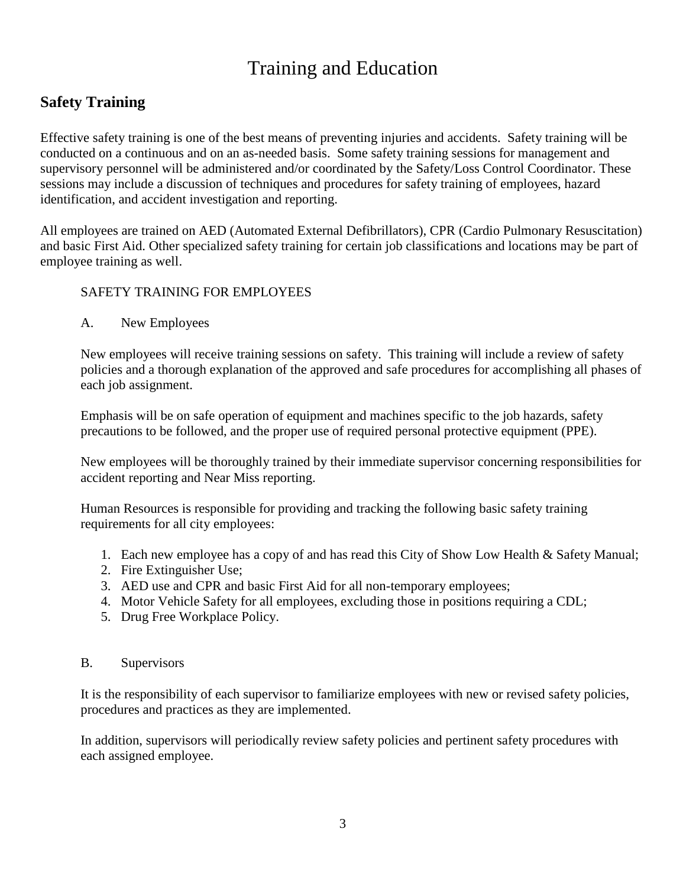# Training and Education

## Safety Training

Effective safety training is one of the best means of preventing injuries and accidents. Safety training will be conducted on a continuous and on an as-needed basis. Some safety training sessions for management and supervisory personnel will be administered and/or coordinated by the Safety/Loss Control Coordinator. These sessions may include a discussion of techniques and procedures for safety training of employees, hazard identification, and accident investigation and reporting.

All employees are trained on AED (Automated External Defibrillators), CPR (Cardio Pulmonary Resuscitation) and basic First Aid. Other specialized safety training for certain job classifications and locations may be part of employee training as well.

SAFETY TRAINING FOR EMPLOYEES

A. New Employees

New employees will receive training sessions on safety. This training will include a review of safety policies and a thorough explanation of the approved and safe procedures for accomplishing all phases of each job assignment.

Emphasis will be on safe operation of equipment and machines specific to the job hazards, safety precautions to be followed, and the proper use of required personal protective equipment (PPE).

New employees will be thoroughly trained by their immediate supervisor concerning responsibilities for accident reporting and Near Miss reporting.

Human Resources is responsible for providing and tracking the following basic safety training requirements for all city employees:

1. Each new employee has a copy of and has read this City of Show Low Health & Safety Manual;
2. Fire Extinguisher Use;
3. AED use and CPR and basic First Aid for all non-temporary employees;
4. Motor Vehicle Safety for all employees, excluding those in positions requiring a CDL;
5. Drug Free Workplace Policy.

B. Supervisors

It is the responsibility of each supervisor to familiarize employees with new or revised safety policies, procedures and practices as they are implemented.

In addition, supervisors will periodically review safety policies and pertinent safety procedures with each assigned employee.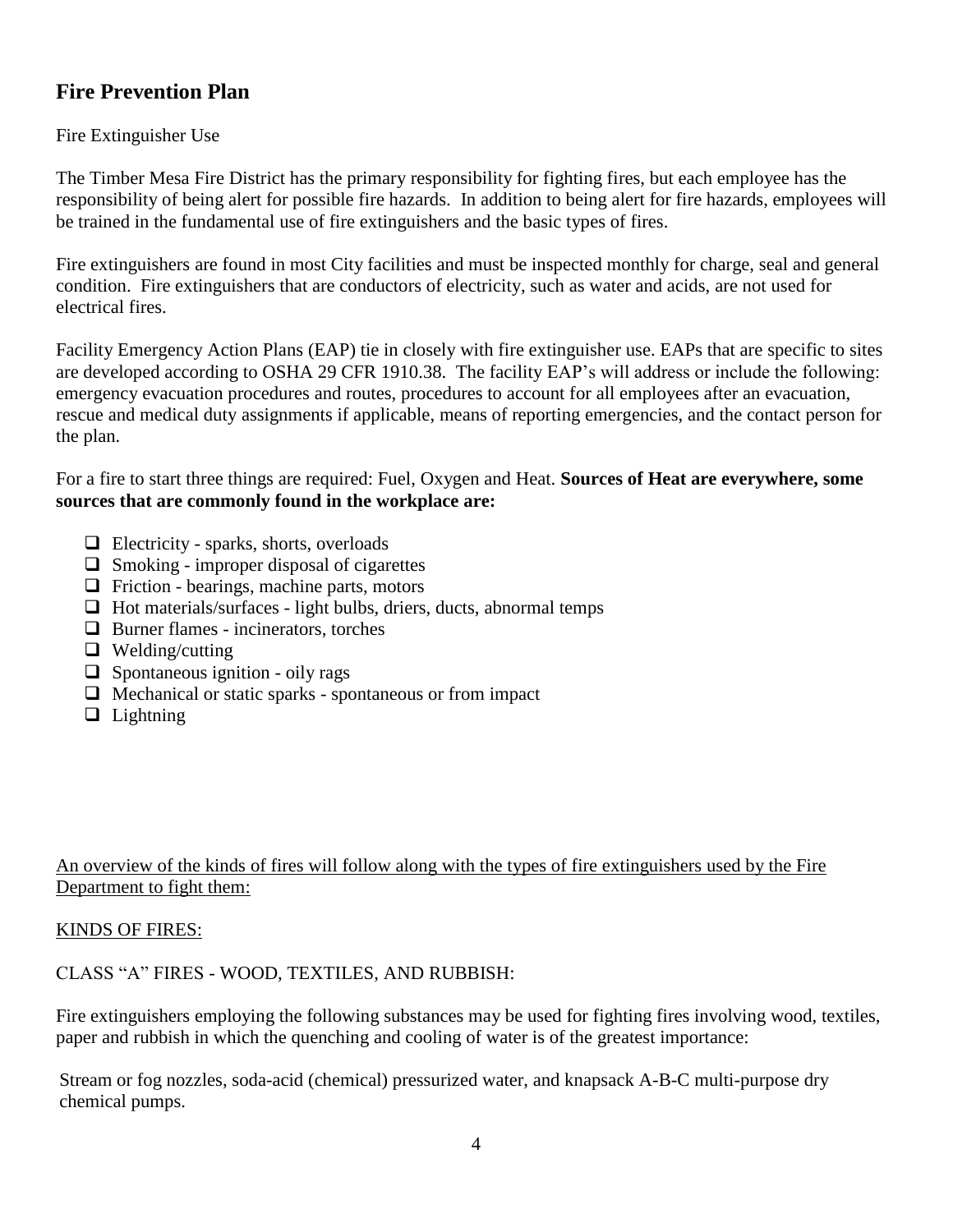## Fire Prevention Plan

Fire Extinguisher Use

The Timber Mesa Fire District has the primary responsibility for fighting fires, but each employee has the responsibility of being alert for possible fire hazards. In addition to being alert for fire hazards, employees will be trained in the fundamental use of fire extinguishers and the basic types of fires.

Fire extinguishers are found in most City facilities and must be inspected monthly for charge, seal and general condition. Fire extinguishers that are conductors of electricity, such as water and acids, are not used for electrical fires.

Facility Emergency Action Plans (EAP) tie in closely with fire extinguisher use. EAPs that are specific to sites are developed according to OSHA 29 CFR 1910.38. The facility EAP's will address or include the following: emergency evacuation procedures and routes, procedures to account for all employees after an evacuation, rescue and medical duty assignments if applicable, means of reporting emergencies, and the contact person for the plan.

For a fire to start three things are required: Fuel, Oxygen and Heat. **Sources of Heat are everywhere, some sources that are commonly found in the workplace are:**

- Electricity - sparks, shorts, overloads
- Smoking - improper disposal of cigarettes
- Friction - bearings, machine parts, motors
- Hot materials/surfaces - light bulbs, driers, ducts, abnormal temps
- Burner flames - incinerators, torches
- Welding/cutting
- Spontaneous ignition - oily rags
- Mechanical or static sparks - spontaneous or from impact
- Lightning

An overview of the kinds of fires will follow along with the types of fire extinguishers used by the Fire Department to fight them:

KINDS OF FIRES:

CLASS "A" FIRES - WOOD, TEXTILES, AND RUBBISH:

Fire extinguishers employing the following substances may be used for fighting fires involving wood, textiles, paper and rubbish in which the quenching and cooling of water is of the greatest importance:

Stream or fog nozzles, soda-acid (chemical) pressurized water, and knapsack A-B-C multi-purpose dry chemical pumps.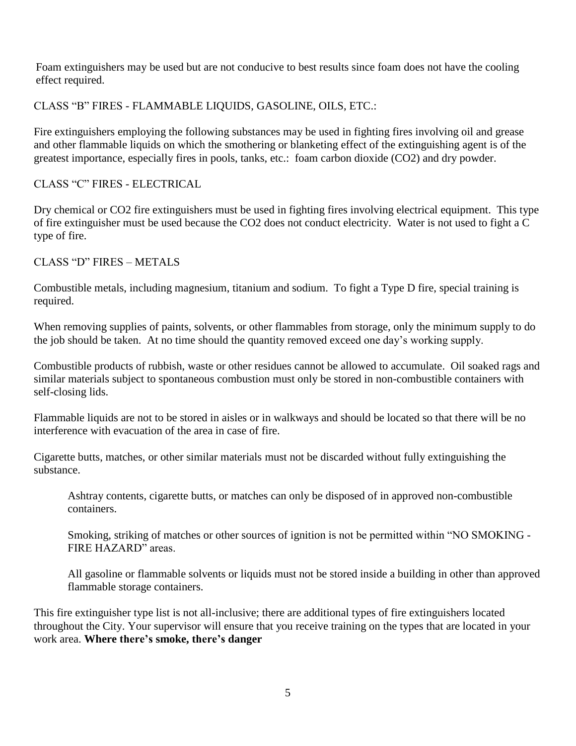Foam extinguishers may be used but are not conducive to best results since foam does not have the cooling effect required.

CLASS "B" FIRES - FLAMMABLE LIQUIDS, GASOLINE, OILS, ETC.:

Fire extinguishers employing the following substances may be used in fighting fires involving oil and grease and other flammable liquids on which the smothering or blanketing effect of the extinguishing agent is of the greatest importance, especially fires in pools, tanks, etc.: foam carbon dioxide ($CO_2$) and dry powder.

CLASS "C" FIRES - ELECTRICAL

Dry chemical or $CO_2$ fire extinguishers must be used in fighting fires involving electrical equipment. This type of fire extinguisher must be used because the $CO_2$ does not conduct electricity. Water is not used to fight a C type of fire.

CLASS "D" FIRES – METALS

Combustible metals, including magnesium, titanium and sodium. To fight a Type D fire, special training is required.

When removing supplies of paints, solvents, or other flammables from storage, only the minimum supply to do the job should be taken. At no time should the quantity removed exceed one day's working supply.

Combustible products of rubbish, waste or other residues cannot be allowed to accumulate. Oil soaked rags and similar materials subject to spontaneous combustion must only be stored in non-combustible containers with self-closing lids.

Flammable liquids are not to be stored in aisles or in walkways and should be located so that there will be no interference with evacuation of the area in case of fire.

Cigarette butts, matches, or other similar materials must not be discarded without fully extinguishing the substance.

> Ashtray contents, cigarette butts, or matches can only be disposed of in approved non-combustible containers.
>
> Smoking, striking of matches or other sources of ignition is not be permitted within "NO SMOKING - FIRE HAZARD" areas.
>
> All gasoline or flammable solvents or liquids must not be stored inside a building in other than approved flammable storage containers.

This fire extinguisher type list is not all-inclusive; there are additional types of fire extinguishers located throughout the City. Your supervisor will ensure that you receive training on the types that are located in your work area. **Where there's smoke, there's danger**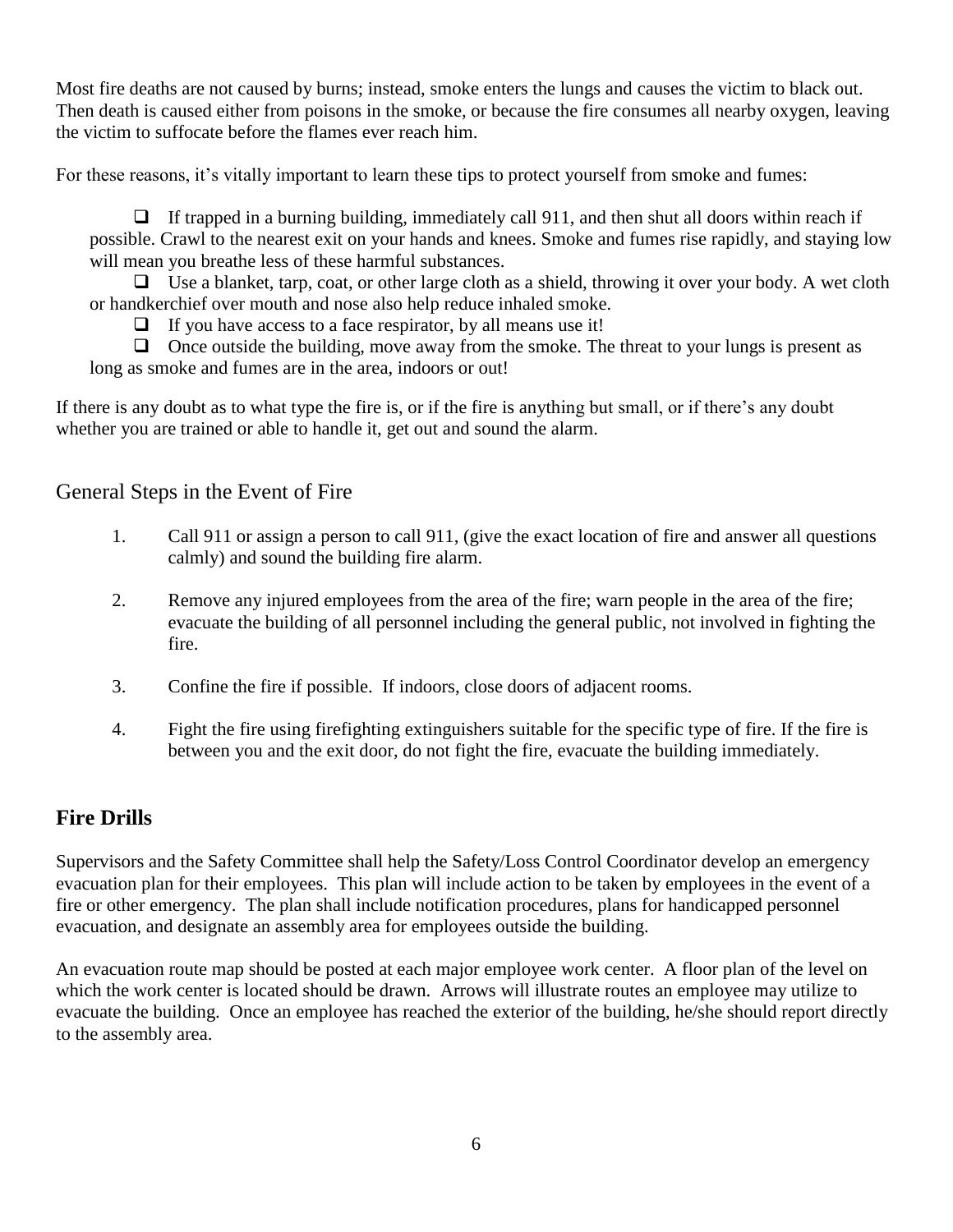Most fire deaths are not caused by burns; instead, smoke enters the lungs and causes the victim to black out. Then death is caused either from poisons in the smoke, or because the fire consumes all nearby oxygen, leaving the victim to suffocate before the flames ever reach him.

For these reasons, it's vitally important to learn these tips to protect yourself from smoke and fumes:

- ❑ If trapped in a burning building, immediately call 911, and then shut all doors within reach if possible. Crawl to the nearest exit on your hands and knees. Smoke and fumes rise rapidly, and staying low will mean you breathe less of these harmful substances.
- ❑ Use a blanket, tarp, coat, or other large cloth as a shield, throwing it over your body. A wet cloth or handkerchief over mouth and nose also help reduce inhaled smoke.
- ❑ If you have access to a face respirator, by all means use it!
- ❑ Once outside the building, move away from the smoke. The threat to your lungs is present as long as smoke and fumes are in the area, indoors or out!

If there is any doubt as to what type the fire is, or if the fire is anything but small, or if there's any doubt whether you are trained or able to handle it, get out and sound the alarm.

### General Steps in the Event of Fire

1. Call 911 or assign a person to call 911, (give the exact location of fire and answer all questions calmly) and sound the building fire alarm.

2. Remove any injured employees from the area of the fire; warn people in the area of the fire; evacuate the building of all personnel including the general public, not involved in fighting the fire.

3. Confine the fire if possible. If indoors, close doors of adjacent rooms.

4. Fight the fire using firefighting extinguishers suitable for the specific type of fire. If the fire is between you and the exit door, do not fight the fire, evacuate the building immediately.

## Fire Drills

Supervisors and the Safety Committee shall help the Safety/Loss Control Coordinator develop an emergency evacuation plan for their employees. This plan will include action to be taken by employees in the event of a fire or other emergency. The plan shall include notification procedures, plans for handicapped personnel evacuation, and designate an assembly area for employees outside the building.

An evacuation route map should be posted at each major employee work center. A floor plan of the level on which the work center is located should be drawn. Arrows will illustrate routes an employee may utilize to evacuate the building. Once an employee has reached the exterior of the building, he/she should report directly to the assembly area.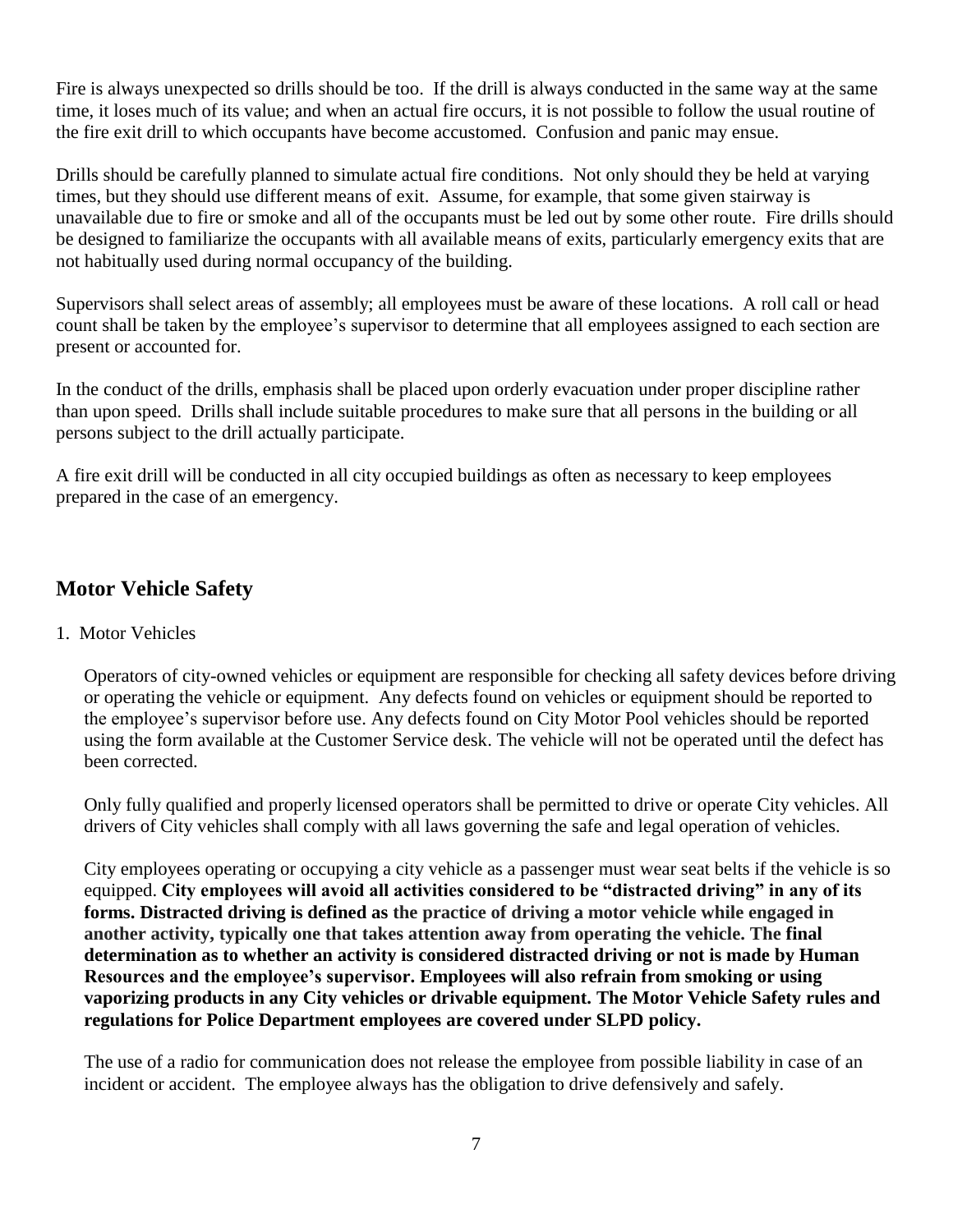Fire is always unexpected so drills should be too. If the drill is always conducted in the same way at the same time, it loses much of its value; and when an actual fire occurs, it is not possible to follow the usual routine of the fire exit drill to which occupants have become accustomed. Confusion and panic may ensue.

Drills should be carefully planned to simulate actual fire conditions. Not only should they be held at varying times, but they should use different means of exit. Assume, for example, that some given stairway is unavailable due to fire or smoke and all of the occupants must be led out by some other route. Fire drills should be designed to familiarize the occupants with all available means of exits, particularly emergency exits that are not habitually used during normal occupancy of the building.

Supervisors shall select areas of assembly; all employees must be aware of these locations. A roll call or head count shall be taken by the employee's supervisor to determine that all employees assigned to each section are present or accounted for.

In the conduct of the drills, emphasis shall be placed upon orderly evacuation under proper discipline rather than upon speed. Drills shall include suitable procedures to make sure that all persons in the building or all persons subject to the drill actually participate.

A fire exit drill will be conducted in all city occupied buildings as often as necessary to keep employees prepared in the case of an emergency.

## Motor Vehicle Safety

1. Motor Vehicles

   Operators of city-owned vehicles or equipment are responsible for checking all safety devices before driving or operating the vehicle or equipment. Any defects found on vehicles or equipment should be reported to the employee's supervisor before use. Any defects found on City Motor Pool vehicles should be reported using the form available at the Customer Service desk. The vehicle will not be operated until the defect has been corrected.

   Only fully qualified and properly licensed operators shall be permitted to drive or operate City vehicles. All drivers of City vehicles shall comply with all laws governing the safe and legal operation of vehicles.

   City employees operating or occupying a city vehicle as a passenger must wear seat belts if the vehicle is so equipped. **City employees will avoid all activities considered to be "distracted driving" in any of its forms. Distracted driving is defined as the practice of driving a motor vehicle while engaged in another activity, typically one that takes attention away from operating the vehicle. The final determination as to whether an activity is considered distracted driving or not is made by Human Resources and the employee's supervisor. Employees will also refrain from smoking or using vaporizing products in any City vehicles or drivable equipment. The Motor Vehicle Safety rules and regulations for Police Department employees are covered under SLPD policy.**

   The use of a radio for communication does not release the employee from possible liability in case of an incident or accident. The employee always has the obligation to drive defensively and safely.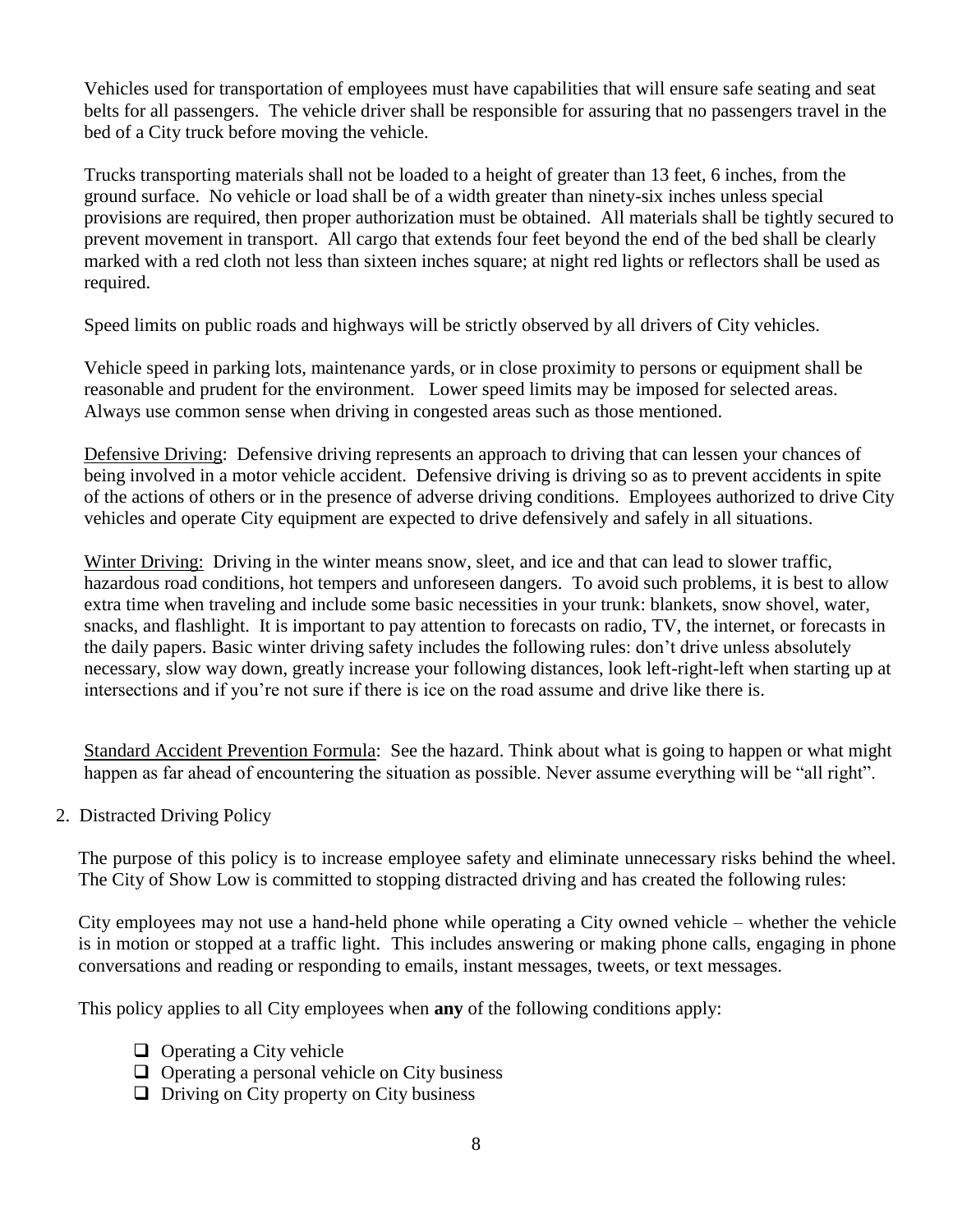Vehicles used for transportation of employees must have capabilities that will ensure safe seating and seat belts for all passengers. The vehicle driver shall be responsible for assuring that no passengers travel in the bed of a City truck before moving the vehicle.

Trucks transporting materials shall not be loaded to a height of greater than 13 feet, 6 inches, from the ground surface. No vehicle or load shall be of a width greater than ninety-six inches unless special provisions are required, then proper authorization must be obtained. All materials shall be tightly secured to prevent movement in transport. All cargo that extends four feet beyond the end of the bed shall be clearly marked with a red cloth not less than sixteen inches square; at night red lights or reflectors shall be used as required.

Speed limits on public roads and highways will be strictly observed by all drivers of City vehicles.

Vehicle speed in parking lots, maintenance yards, or in close proximity to persons or equipment shall be reasonable and prudent for the environment. Lower speed limits may be imposed for selected areas. Always use common sense when driving in congested areas such as those mentioned.

<u>Defensive Driving</u>: Defensive driving represents an approach to driving that can lessen your chances of being involved in a motor vehicle accident. Defensive driving is driving so as to prevent accidents in spite of the actions of others or in the presence of adverse driving conditions. Employees authorized to drive City vehicles and operate City equipment are expected to drive defensively and safely in all situations.

<u>Winter Driving:</u> Driving in the winter means snow, sleet, and ice and that can lead to slower traffic, hazardous road conditions, hot tempers and unforeseen dangers. To avoid such problems, it is best to allow extra time when traveling and include some basic necessities in your trunk: blankets, snow shovel, water, snacks, and flashlight. It is important to pay attention to forecasts on radio, TV, the internet, or forecasts in the daily papers. Basic winter driving safety includes the following rules: don't drive unless absolutely necessary, slow way down, greatly increase your following distances, look left-right-left when starting up at intersections and if you're not sure if there is ice on the road assume and drive like there is.

<u>Standard Accident Prevention Formula</u>: See the hazard. Think about what is going to happen or what might happen as far ahead of encountering the situation as possible. Never assume everything will be "all right".

2. Distracted Driving Policy

The purpose of this policy is to increase employee safety and eliminate unnecessary risks behind the wheel. The City of Show Low is committed to stopping distracted driving and has created the following rules:

City employees may not use a hand-held phone while operating a City owned vehicle – whether the vehicle is in motion or stopped at a traffic light. This includes answering or making phone calls, engaging in phone conversations and reading or responding to emails, instant messages, tweets, or text messages.

This policy applies to all City employees when **any** of the following conditions apply:

- ☐ Operating a City vehicle
- ☐ Operating a personal vehicle on City business
- ☐ Driving on City property on City business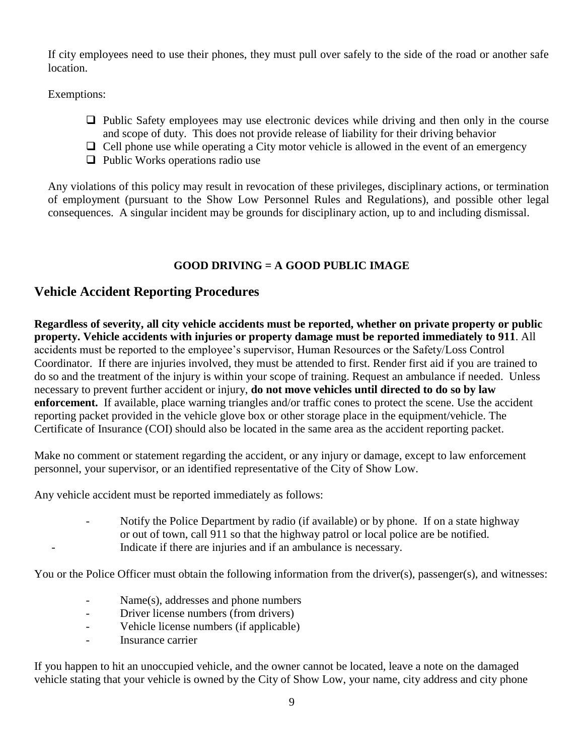If city employees need to use their phones, they must pull over safely to the side of the road or another safe location.

Exemptions:

- ❑ Public Safety employees may use electronic devices while driving and then only in the course and scope of duty. This does not provide release of liability for their driving behavior
- ❑ Cell phone use while operating a City motor vehicle is allowed in the event of an emergency
- ❑ Public Works operations radio use

Any violations of this policy may result in revocation of these privileges, disciplinary actions, or termination of employment (pursuant to the Show Low Personnel Rules and Regulations), and possible other legal consequences. A singular incident may be grounds for disciplinary action, up to and including dismissal.

**GOOD DRIVING = A GOOD PUBLIC IMAGE**

## Vehicle Accident Reporting Procedures

**Regardless of severity, all city vehicle accidents must be reported, whether on private property or public property. Vehicle accidents with injuries or property damage must be reported immediately to 911**. All accidents must be reported to the employee's supervisor, Human Resources or the Safety/Loss Control Coordinator. If there are injuries involved, they must be attended to first. Render first aid if you are trained to do so and the treatment of the injury is within your scope of training. Request an ambulance if needed. Unless necessary to prevent further accident or injury, **do not move vehicles until directed to do so by law enforcement.** If available, place warning triangles and/or traffic cones to protect the scene. Use the accident reporting packet provided in the vehicle glove box or other storage place in the equipment/vehicle. The Certificate of Insurance (COI) should also be located in the same area as the accident reporting packet.

Make no comment or statement regarding the accident, or any injury or damage, except to law enforcement personnel, your supervisor, or an identified representative of the City of Show Low.

Any vehicle accident must be reported immediately as follows:

- Notify the Police Department by radio (if available) or by phone. If on a state highway or out of town, call 911 so that the highway patrol or local police are be notified.
- Indicate if there are injuries and if an ambulance is necessary.

You or the Police Officer must obtain the following information from the driver(s), passenger(s), and witnesses:

- Name(s), addresses and phone numbers
- Driver license numbers (from drivers)
- Vehicle license numbers (if applicable)
- Insurance carrier

If you happen to hit an unoccupied vehicle, and the owner cannot be located, leave a note on the damaged vehicle stating that your vehicle is owned by the City of Show Low, your name, city address and city phone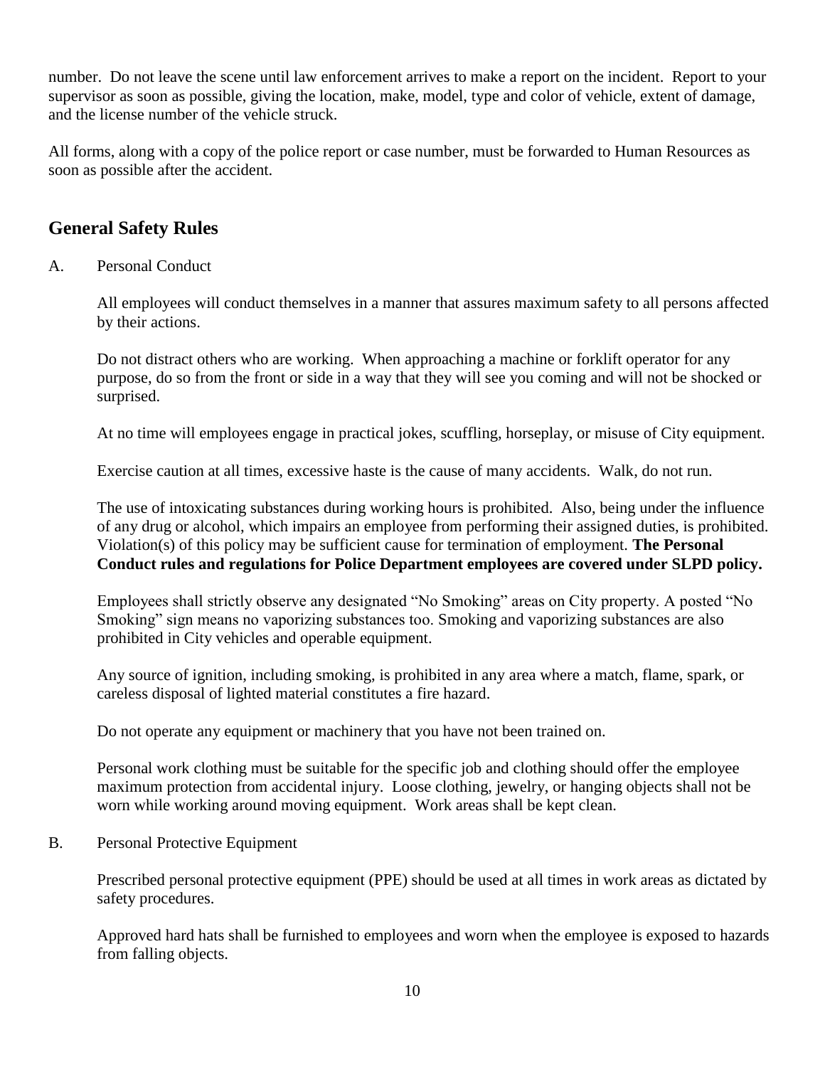number. Do not leave the scene until law enforcement arrives to make a report on the incident. Report to your supervisor as soon as possible, giving the location, make, model, type and color of vehicle, extent of damage, and the license number of the vehicle struck.

All forms, along with a copy of the police report or case number, must be forwarded to Human Resources as soon as possible after the accident.

## General Safety Rules

A. Personal Conduct

All employees will conduct themselves in a manner that assures maximum safety to all persons affected by their actions.

Do not distract others who are working. When approaching a machine or forklift operator for any purpose, do so from the front or side in a way that they will see you coming and will not be shocked or surprised.

At no time will employees engage in practical jokes, scuffling, horseplay, or misuse of City equipment.

Exercise caution at all times, excessive haste is the cause of many accidents. Walk, do not run.

The use of intoxicating substances during working hours is prohibited. Also, being under the influence of any drug or alcohol, which impairs an employee from performing their assigned duties, is prohibited. Violation(s) of this policy may be sufficient cause for termination of employment. **The Personal Conduct rules and regulations for Police Department employees are covered under SLPD policy.**

Employees shall strictly observe any designated "No Smoking" areas on City property. A posted "No Smoking" sign means no vaporizing substances too. Smoking and vaporizing substances are also prohibited in City vehicles and operable equipment.

Any source of ignition, including smoking, is prohibited in any area where a match, flame, spark, or careless disposal of lighted material constitutes a fire hazard.

Do not operate any equipment or machinery that you have not been trained on.

Personal work clothing must be suitable for the specific job and clothing should offer the employee maximum protection from accidental injury. Loose clothing, jewelry, or hanging objects shall not be worn while working around moving equipment. Work areas shall be kept clean.

B. Personal Protective Equipment

Prescribed personal protective equipment (PPE) should be used at all times in work areas as dictated by safety procedures.

Approved hard hats shall be furnished to employees and worn when the employee is exposed to hazards from falling objects.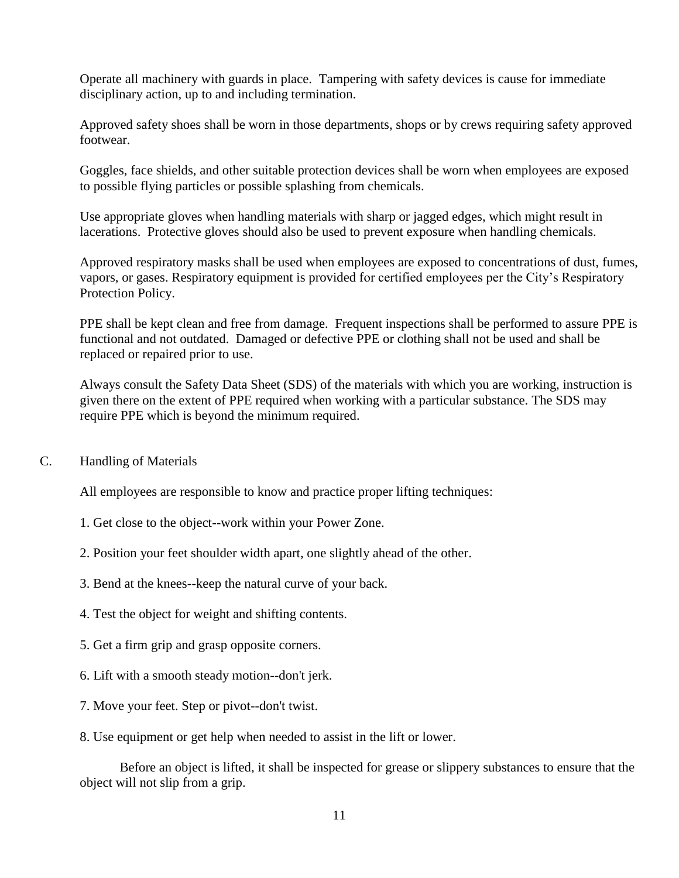Operate all machinery with guards in place. Tampering with safety devices is cause for immediate disciplinary action, up to and including termination.

Approved safety shoes shall be worn in those departments, shops or by crews requiring safety approved footwear.

Goggles, face shields, and other suitable protection devices shall be worn when employees are exposed to possible flying particles or possible splashing from chemicals.

Use appropriate gloves when handling materials with sharp or jagged edges, which might result in lacerations. Protective gloves should also be used to prevent exposure when handling chemicals.

Approved respiratory masks shall be used when employees are exposed to concentrations of dust, fumes, vapors, or gases. Respiratory equipment is provided for certified employees per the City's Respiratory Protection Policy.

PPE shall be kept clean and free from damage. Frequent inspections shall be performed to assure PPE is functional and not outdated. Damaged or defective PPE or clothing shall not be used and shall be replaced or repaired prior to use.

Always consult the Safety Data Sheet (SDS) of the materials with which you are working, instruction is given there on the extent of PPE required when working with a particular substance. The SDS may require PPE which is beyond the minimum required.

## C. Handling of Materials

All employees are responsible to know and practice proper lifting techniques:

1. Get close to the object--work within your Power Zone.

2. Position your feet shoulder width apart, one slightly ahead of the other.

3. Bend at the knees--keep the natural curve of your back.

4. Test the object for weight and shifting contents.

5. Get a firm grip and grasp opposite corners.

6. Lift with a smooth steady motion--don't jerk.

7. Move your feet. Step or pivot--don't twist.

8. Use equipment or get help when needed to assist in the lift or lower.

Before an object is lifted, it shall be inspected for grease or slippery substances to ensure that the object will not slip from a grip.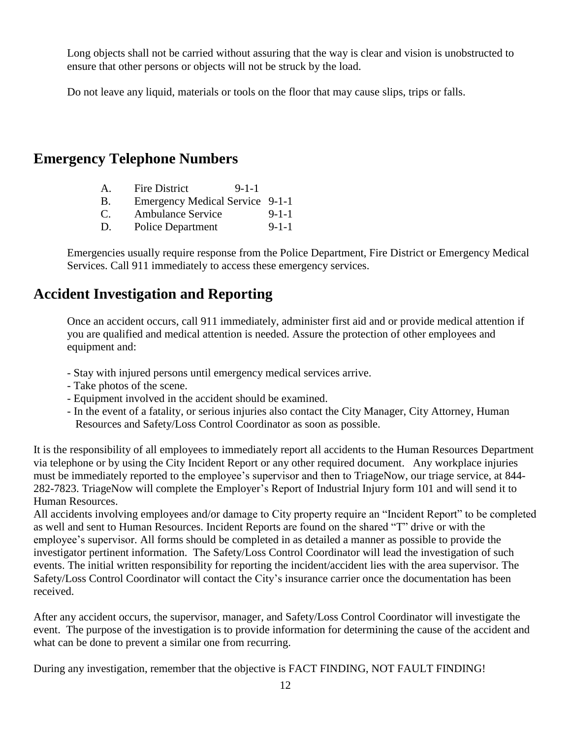Long objects shall not be carried without assuring that the way is clear and vision is unobstructed to ensure that other persons or objects will not be struck by the load.

Do not leave any liquid, materials or tools on the floor that may cause slips, trips or falls.

## Emergency Telephone Numbers

A. Fire District 9-1-1
B. Emergency Medical Service 9-1-1
C. Ambulance Service 9-1-1
D. Police Department 9-1-1

Emergencies usually require response from the Police Department, Fire District or Emergency Medical Services. Call 911 immediately to access these emergency services.

## Accident Investigation and Reporting

Once an accident occurs, call 911 immediately, administer first aid and or provide medical attention if you are qualified and medical attention is needed. Assure the protection of other employees and equipment and:

- Stay with injured persons until emergency medical services arrive.
- Take photos of the scene.
- Equipment involved in the accident should be examined.
- In the event of a fatality, or serious injuries also contact the City Manager, City Attorney, Human Resources and Safety/Loss Control Coordinator as soon as possible.

It is the responsibility of all employees to immediately report all accidents to the Human Resources Department via telephone or by using the City Incident Report or any other required document. Any workplace injuries must be immediately reported to the employee's supervisor and then to TriageNow, our triage service, at 844-282-7823. TriageNow will complete the Employer's Report of Industrial Injury form 101 and will send it to Human Resources.

All accidents involving employees and/or damage to City property require an "Incident Report" to be completed as well and sent to Human Resources. Incident Reports are found on the shared "T" drive or with the employee's supervisor. All forms should be completed in as detailed a manner as possible to provide the investigator pertinent information. The Safety/Loss Control Coordinator will lead the investigation of such events. The initial written responsibility for reporting the incident/accident lies with the area supervisor. The Safety/Loss Control Coordinator will contact the City's insurance carrier once the documentation has been received.

After any accident occurs, the supervisor, manager, and Safety/Loss Control Coordinator will investigate the event. The purpose of the investigation is to provide information for determining the cause of the accident and what can be done to prevent a similar one from recurring.

During any investigation, remember that the objective is FACT FINDING, NOT FAULT FINDING!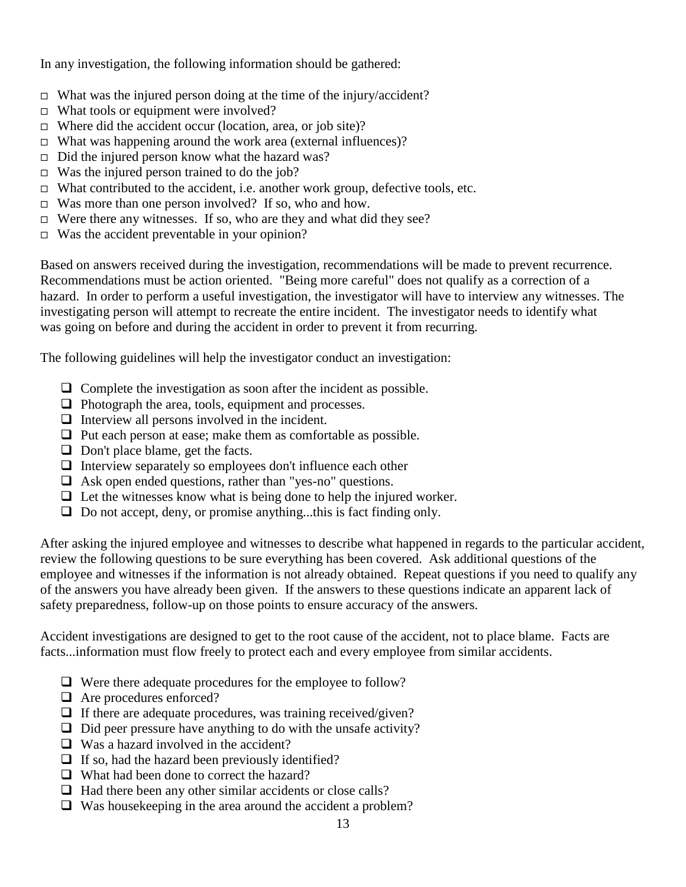In any investigation, the following information should be gathered:

- What was the injured person doing at the time of the injury/accident?
- What tools or equipment were involved?
- Where did the accident occur (location, area, or job site)?
- What was happening around the work area (external influences)?
- Did the injured person know what the hazard was?
- Was the injured person trained to do the job?
- What contributed to the accident, i.e. another work group, defective tools, etc.
- Was more than one person involved? If so, who and how.
- Were there any witnesses. If so, who are they and what did they see?
- Was the accident preventable in your opinion?

Based on answers received during the investigation, recommendations will be made to prevent recurrence. Recommendations must be action oriented. "Being more careful" does not qualify as a correction of a hazard. In order to perform a useful investigation, the investigator will have to interview any witnesses. The investigating person will attempt to recreate the entire incident. The investigator needs to identify what was going on before and during the accident in order to prevent it from recurring.

The following guidelines will help the investigator conduct an investigation:

- Complete the investigation as soon after the incident as possible.
- Photograph the area, tools, equipment and processes.
- Interview all persons involved in the incident.
- Put each person at ease; make them as comfortable as possible.
- Don't place blame, get the facts.
- Interview separately so employees don't influence each other
- Ask open ended questions, rather than "yes-no" questions.
- Let the witnesses know what is being done to help the injured worker.
- Do not accept, deny, or promise anything...this is fact finding only.

After asking the injured employee and witnesses to describe what happened in regards to the particular accident, review the following questions to be sure everything has been covered. Ask additional questions of the employee and witnesses if the information is not already obtained. Repeat questions if you need to qualify any of the answers you have already been given. If the answers to these questions indicate an apparent lack of safety preparedness, follow-up on those points to ensure accuracy of the answers.

Accident investigations are designed to get to the root cause of the accident, not to place blame. Facts are facts...information must flow freely to protect each and every employee from similar accidents.

- Were there adequate procedures for the employee to follow?
- Are procedures enforced?
- If there are adequate procedures, was training received/given?
- Did peer pressure have anything to do with the unsafe activity?
- Was a hazard involved in the accident?
- If so, had the hazard been previously identified?
- What had been done to correct the hazard?
- Had there been any other similar accidents or close calls?
- Was housekeeping in the area around the accident a problem?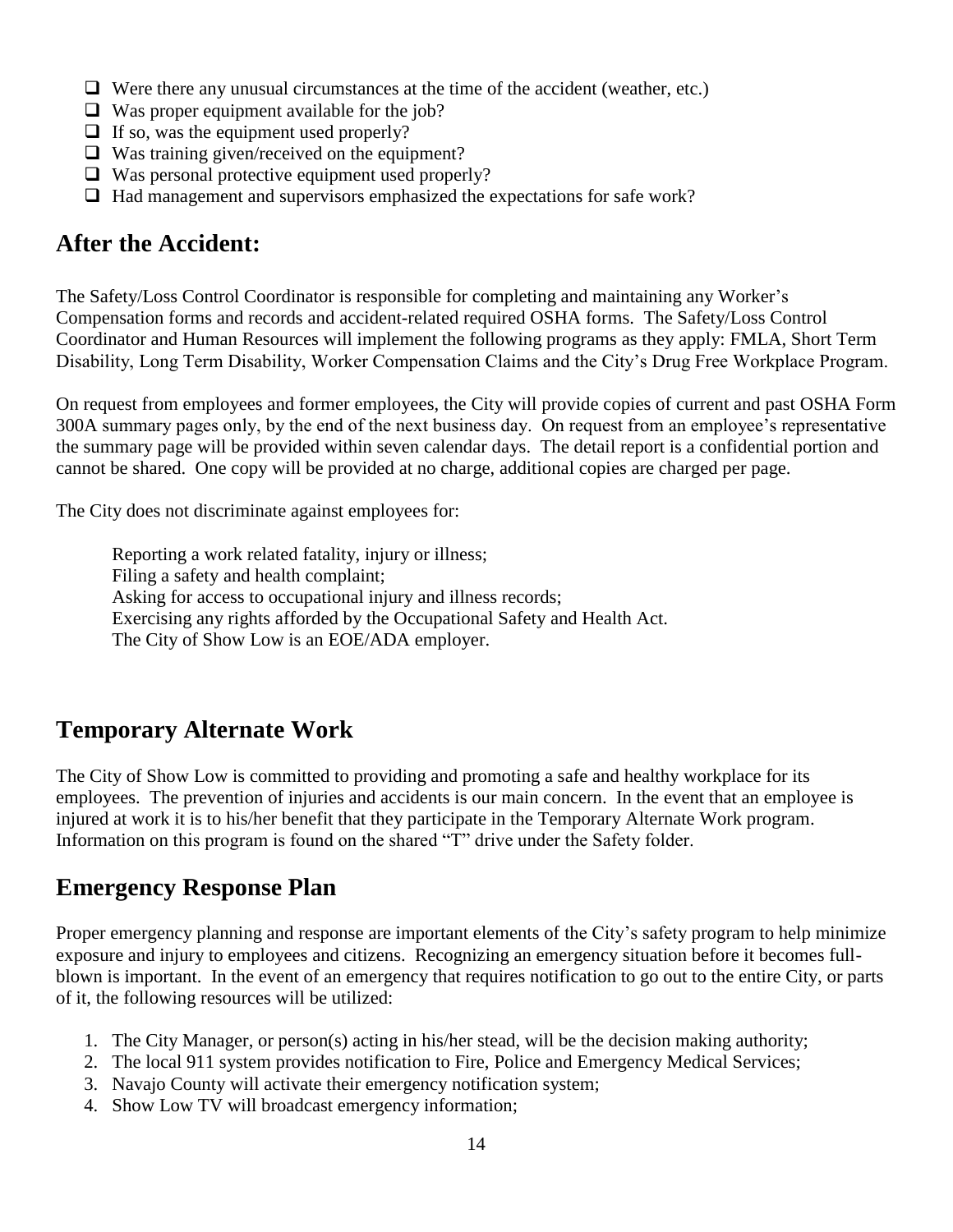- ☐ Were there any unusual circumstances at the time of the accident (weather, etc.)
- ☐ Was proper equipment available for the job?
- ☐ If so, was the equipment used properly?
- ☐ Was training given/received on the equipment?
- ☐ Was personal protective equipment used properly?
- ☐ Had management and supervisors emphasized the expectations for safe work?

## After the Accident:

The Safety/Loss Control Coordinator is responsible for completing and maintaining any Worker's Compensation forms and records and accident-related required OSHA forms. The Safety/Loss Control Coordinator and Human Resources will implement the following programs as they apply: FMLA, Short Term Disability, Long Term Disability, Worker Compensation Claims and the City's Drug Free Workplace Program.

On request from employees and former employees, the City will provide copies of current and past OSHA Form 300A summary pages only, by the end of the next business day. On request from an employee's representative the summary page will be provided within seven calendar days. The detail report is a confidential portion and cannot be shared. One copy will be provided at no charge, additional copies are charged per page.

The City does not discriminate against employees for:

Reporting a work related fatality, injury or illness;
Filing a safety and health complaint;
Asking for access to occupational injury and illness records;
Exercising any rights afforded by the Occupational Safety and Health Act.
The City of Show Low is an EOE/ADA employer.

## Temporary Alternate Work

The City of Show Low is committed to providing and promoting a safe and healthy workplace for its employees. The prevention of injuries and accidents is our main concern. In the event that an employee is injured at work it is to his/her benefit that they participate in the Temporary Alternate Work program. Information on this program is found on the shared "T" drive under the Safety folder.

## Emergency Response Plan

Proper emergency planning and response are important elements of the City's safety program to help minimize exposure and injury to employees and citizens. Recognizing an emergency situation before it becomes full-blown is important. In the event of an emergency that requires notification to go out to the entire City, or parts of it, the following resources will be utilized:

1. The City Manager, or person(s) acting in his/her stead, will be the decision making authority;
2. The local 911 system provides notification to Fire, Police and Emergency Medical Services;
3. Navajo County will activate their emergency notification system;
4. Show Low TV will broadcast emergency information;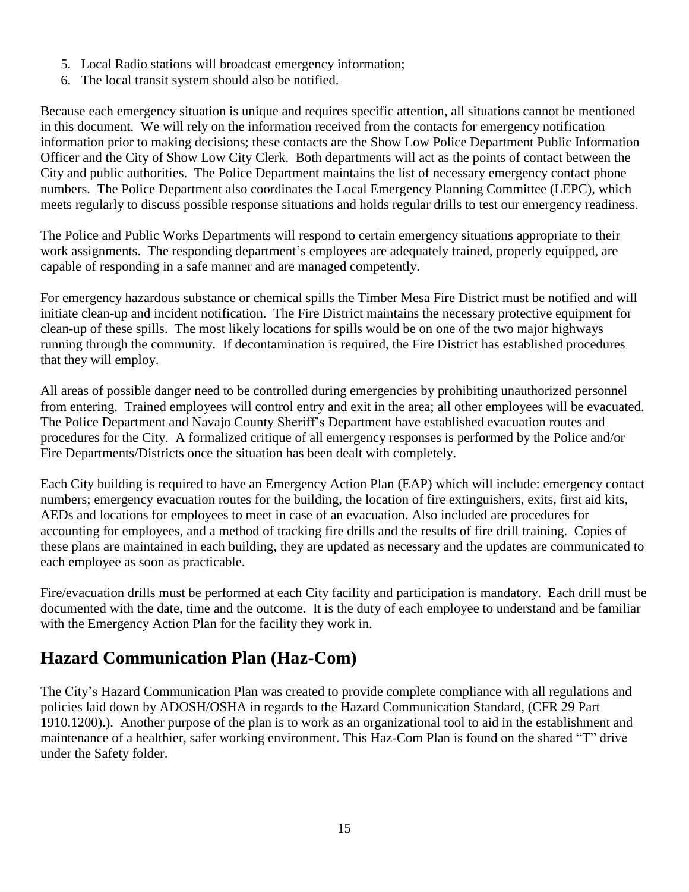5. Local Radio stations will broadcast emergency information;
6. The local transit system should also be notified.

Because each emergency situation is unique and requires specific attention, all situations cannot be mentioned in this document. We will rely on the information received from the contacts for emergency notification information prior to making decisions; these contacts are the Show Low Police Department Public Information Officer and the City of Show Low City Clerk. Both departments will act as the points of contact between the City and public authorities. The Police Department maintains the list of necessary emergency contact phone numbers. The Police Department also coordinates the Local Emergency Planning Committee (LEPC), which meets regularly to discuss possible response situations and holds regular drills to test our emergency readiness.

The Police and Public Works Departments will respond to certain emergency situations appropriate to their work assignments. The responding department's employees are adequately trained, properly equipped, are capable of responding in a safe manner and are managed competently.

For emergency hazardous substance or chemical spills the Timber Mesa Fire District must be notified and will initiate clean-up and incident notification. The Fire District maintains the necessary protective equipment for clean-up of these spills. The most likely locations for spills would be on one of the two major highways running through the community. If decontamination is required, the Fire District has established procedures that they will employ.

All areas of possible danger need to be controlled during emergencies by prohibiting unauthorized personnel from entering. Trained employees will control entry and exit in the area; all other employees will be evacuated. The Police Department and Navajo County Sheriff's Department have established evacuation routes and procedures for the City. A formalized critique of all emergency responses is performed by the Police and/or Fire Departments/Districts once the situation has been dealt with completely.

Each City building is required to have an Emergency Action Plan (EAP) which will include: emergency contact numbers; emergency evacuation routes for the building, the location of fire extinguishers, exits, first aid kits, AEDs and locations for employees to meet in case of an evacuation. Also included are procedures for accounting for employees, and a method of tracking fire drills and the results of fire drill training. Copies of these plans are maintained in each building, they are updated as necessary and the updates are communicated to each employee as soon as practicable.

Fire/evacuation drills must be performed at each City facility and participation is mandatory. Each drill must be documented with the date, time and the outcome. It is the duty of each employee to understand and be familiar with the Emergency Action Plan for the facility they work in.

## Hazard Communication Plan (Haz-Com)

The City's Hazard Communication Plan was created to provide complete compliance with all regulations and policies laid down by ADOSH/OSHA in regards to the Hazard Communication Standard, (CFR 29 Part 1910.1200).). Another purpose of the plan is to work as an organizational tool to aid in the establishment and maintenance of a healthier, safer working environment. This Haz-Com Plan is found on the shared "T" drive under the Safety folder.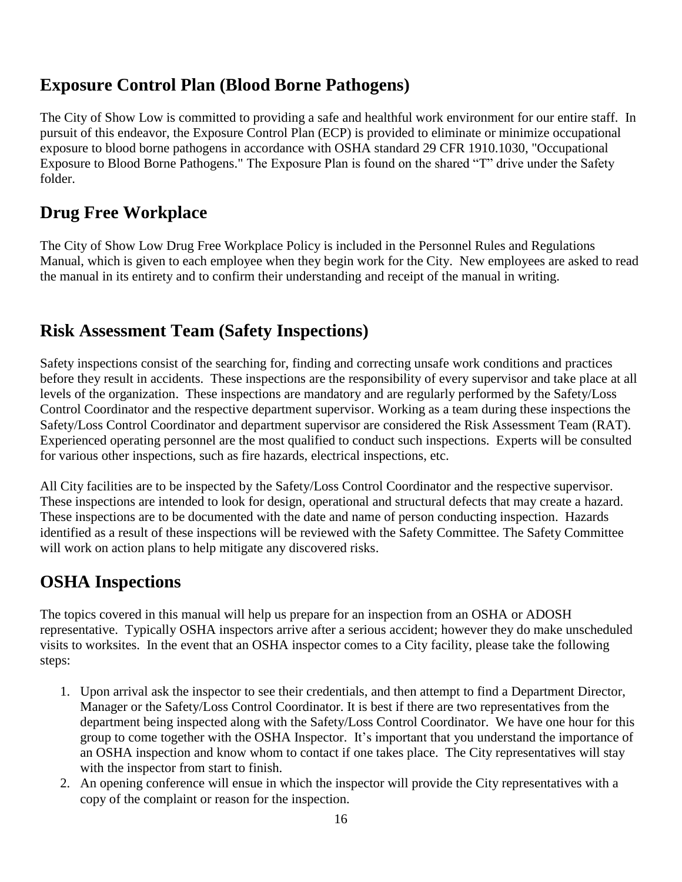## Exposure Control Plan (Blood Borne Pathogens)

The City of Show Low is committed to providing a safe and healthful work environment for our entire staff. In pursuit of this endeavor, the Exposure Control Plan (ECP) is provided to eliminate or minimize occupational exposure to blood borne pathogens in accordance with OSHA standard 29 CFR 1910.1030, "Occupational Exposure to Blood Borne Pathogens." The Exposure Plan is found on the shared "T" drive under the Safety folder.

## Drug Free Workplace

The City of Show Low Drug Free Workplace Policy is included in the Personnel Rules and Regulations Manual, which is given to each employee when they begin work for the City. New employees are asked to read the manual in its entirety and to confirm their understanding and receipt of the manual in writing.

## Risk Assessment Team (Safety Inspections)

Safety inspections consist of the searching for, finding and correcting unsafe work conditions and practices before they result in accidents. These inspections are the responsibility of every supervisor and take place at all levels of the organization. These inspections are mandatory and are regularly performed by the Safety/Loss Control Coordinator and the respective department supervisor. Working as a team during these inspections the Safety/Loss Control Coordinator and department supervisor are considered the Risk Assessment Team (RAT). Experienced operating personnel are the most qualified to conduct such inspections. Experts will be consulted for various other inspections, such as fire hazards, electrical inspections, etc.

All City facilities are to be inspected by the Safety/Loss Control Coordinator and the respective supervisor. These inspections are intended to look for design, operational and structural defects that may create a hazard. These inspections are to be documented with the date and name of person conducting inspection. Hazards identified as a result of these inspections will be reviewed with the Safety Committee. The Safety Committee will work on action plans to help mitigate any discovered risks.

## OSHA Inspections

The topics covered in this manual will help us prepare for an inspection from an OSHA or ADOSH representative. Typically OSHA inspectors arrive after a serious accident; however they do make unscheduled visits to worksites. In the event that an OSHA inspector comes to a City facility, please take the following steps:

1. Upon arrival ask the inspector to see their credentials, and then attempt to find a Department Director, Manager or the Safety/Loss Control Coordinator. It is best if there are two representatives from the department being inspected along with the Safety/Loss Control Coordinator. We have one hour for this group to come together with the OSHA Inspector. It's important that you understand the importance of an OSHA inspection and know whom to contact if one takes place. The City representatives will stay with the inspector from start to finish.
2. An opening conference will ensue in which the inspector will provide the City representatives with a copy of the complaint or reason for the inspection.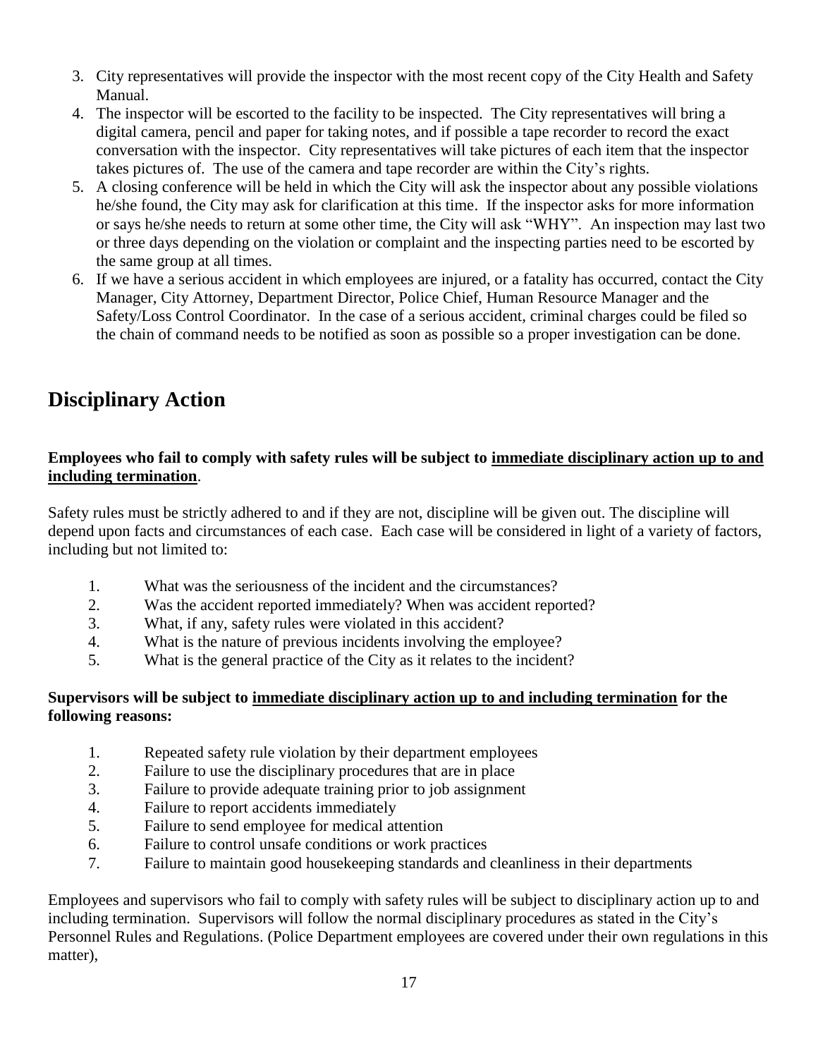3. City representatives will provide the inspector with the most recent copy of the City Health and Safety Manual.
4. The inspector will be escorted to the facility to be inspected. The City representatives will bring a digital camera, pencil and paper for taking notes, and if possible a tape recorder to record the exact conversation with the inspector. City representatives will take pictures of each item that the inspector takes pictures of. The use of the camera and tape recorder are within the City's rights.
5. A closing conference will be held in which the City will ask the inspector about any possible violations he/she found, the City may ask for clarification at this time. If the inspector asks for more information or says he/she needs to return at some other time, the City will ask "WHY". An inspection may last two or three days depending on the violation or complaint and the inspecting parties need to be escorted by the same group at all times.
6. If we have a serious accident in which employees are injured, or a fatality has occurred, contact the City Manager, City Attorney, Department Director, Police Chief, Human Resource Manager and the Safety/Loss Control Coordinator. In the case of a serious accident, criminal charges could be filed so the chain of command needs to be notified as soon as possible so a proper investigation can be done.

# Disciplinary Action

**Employees who fail to comply with safety rules will be subject to <u>immediate disciplinary action up to and including termination</u>.**

Safety rules must be strictly adhered to and if they are not, discipline will be given out. The discipline will depend upon facts and circumstances of each case. Each case will be considered in light of a variety of factors, including but not limited to:

1. What was the seriousness of the incident and the circumstances?
2. Was the accident reported immediately? When was accident reported?
3. What, if any, safety rules were violated in this accident?
4. What is the nature of previous incidents involving the employee?
5. What is the general practice of the City as it relates to the incident?

**Supervisors will be subject to <u>immediate disciplinary action up to and including termination</u> for the following reasons:**

1. Repeated safety rule violation by their department employees
2. Failure to use the disciplinary procedures that are in place
3. Failure to provide adequate training prior to job assignment
4. Failure to report accidents immediately
5. Failure to send employee for medical attention
6. Failure to control unsafe conditions or work practices
7. Failure to maintain good housekeeping standards and cleanliness in their departments

Employees and supervisors who fail to comply with safety rules will be subject to disciplinary action up to and including termination. Supervisors will follow the normal disciplinary procedures as stated in the City's Personnel Rules and Regulations. (Police Department employees are covered under their own regulations in this matter),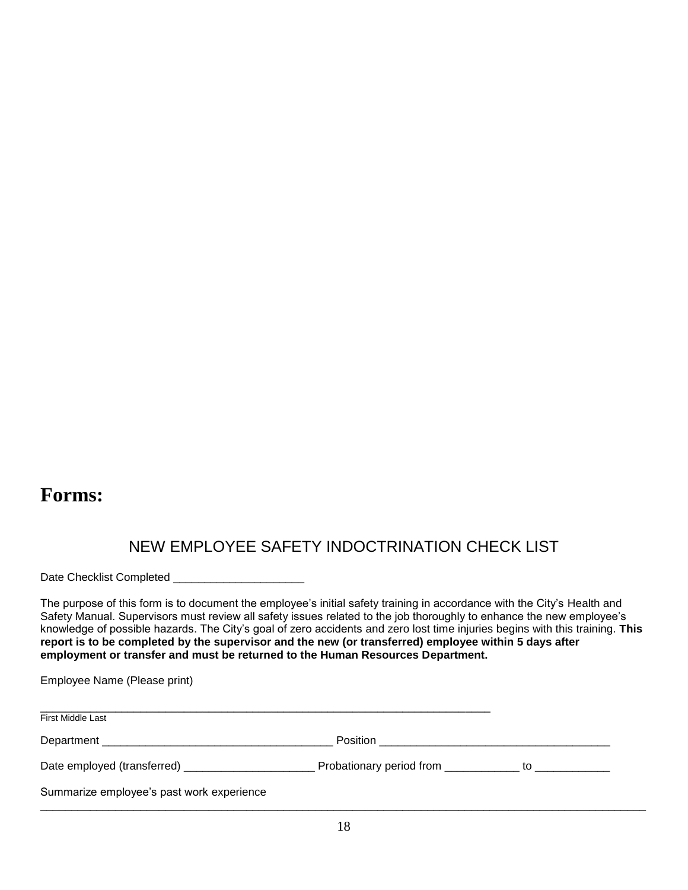# Forms:

## NEW EMPLOYEE SAFETY INDOCTRINATION CHECK LIST

Date Checklist Completed ____________________

The purpose of this form is to document the employee's initial safety training in accordance with the City's Health and Safety Manual. Supervisors must review all safety issues related to the job thoroughly to enhance the new employee's knowledge of possible hazards. The City's goal of zero accidents and zero lost time injuries begins with this training. **This report is to be completed by the supervisor and the new (or transferred) employee within 5 days after employment or transfer and must be returned to the Human Resources Department.**

Employee Name (Please print)

_______________________________________________________________________
First Middle Last

Department ____________________________________ Position ____________________________________

Date employed (transferred) ____________________ Probationary period from ___________ to ___________

Summarize employee's past work experience
______________________________________________________________________________________________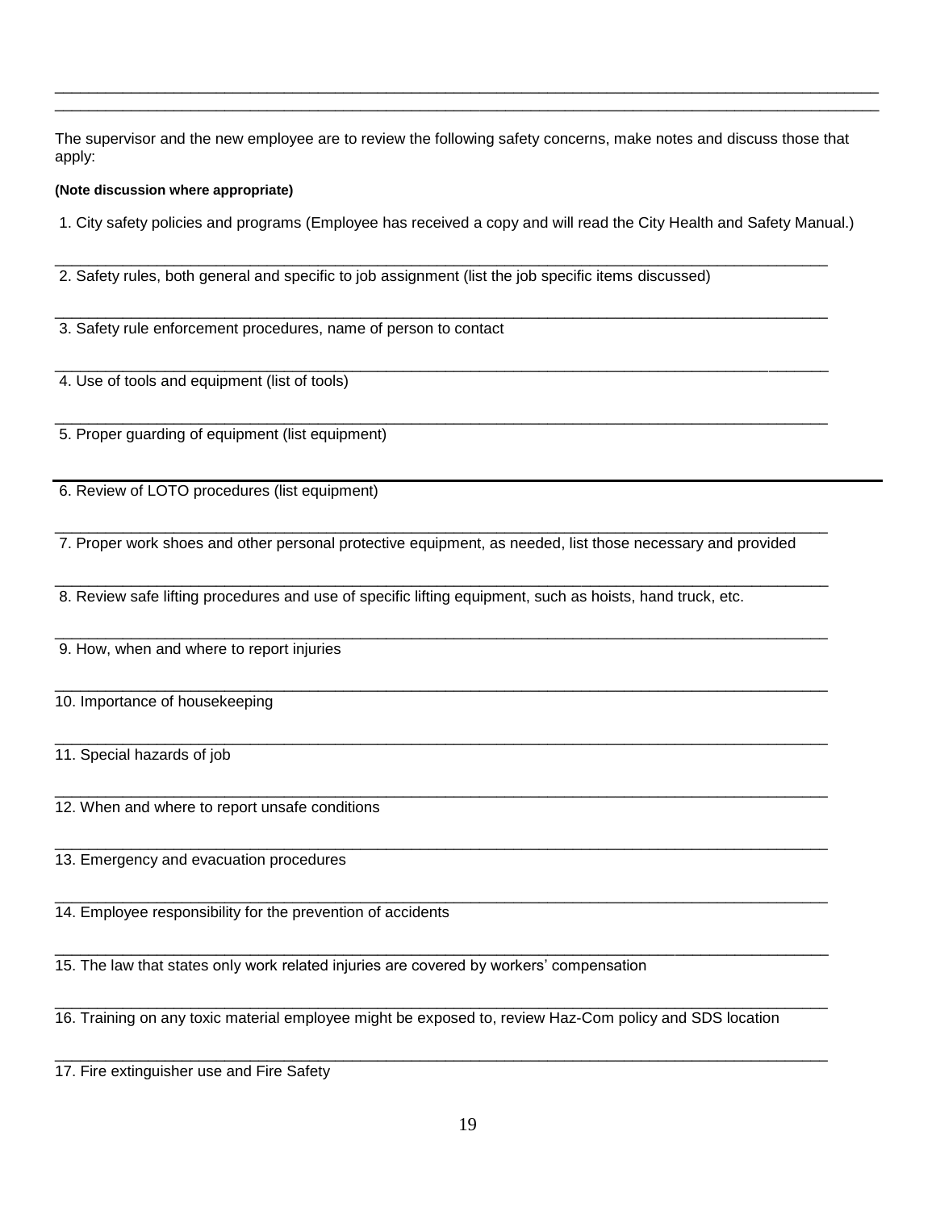The supervisor and the new employee are to review the following safety concerns, make notes and discuss those that apply:

**(Note discussion where appropriate)**

1. City safety policies and programs (Employee has received a copy and will read the City Health and Safety Manual.)

_____________________________________________________________________________________

2. Safety rules, both general and specific to job assignment (list the job specific items discussed)

_____________________________________________________________________________________

3. Safety rule enforcement procedures, name of person to contact

_____________________________________________________________________________________

4. Use of tools and equipment (list of tools)

_____________________________________________________________________________________

5. Proper guarding of equipment (list equipment)

_____________________________________________________________________________________

6. Review of LOTO procedures (list equipment)

_____________________________________________________________________________________

7. Proper work shoes and other personal protective equipment, as needed, list those necessary and provided

_____________________________________________________________________________________

8. Review safe lifting procedures and use of specific lifting equipment, such as hoists, hand truck, etc.

_____________________________________________________________________________________

9. How, when and where to report injuries

_____________________________________________________________________________________

10. Importance of housekeeping

_____________________________________________________________________________________

11. Special hazards of job

_____________________________________________________________________________________

12. When and where to report unsafe conditions

_____________________________________________________________________________________

13. Emergency and evacuation procedures

_____________________________________________________________________________________

14. Employee responsibility for the prevention of accidents

_____________________________________________________________________________________

15. The law that states only work related injuries are covered by workers' compensation

_____________________________________________________________________________________

16. Training on any toxic material employee might be exposed to, review Haz-Com policy and SDS location

_____________________________________________________________________________________

17. Fire extinguisher use and Fire Safety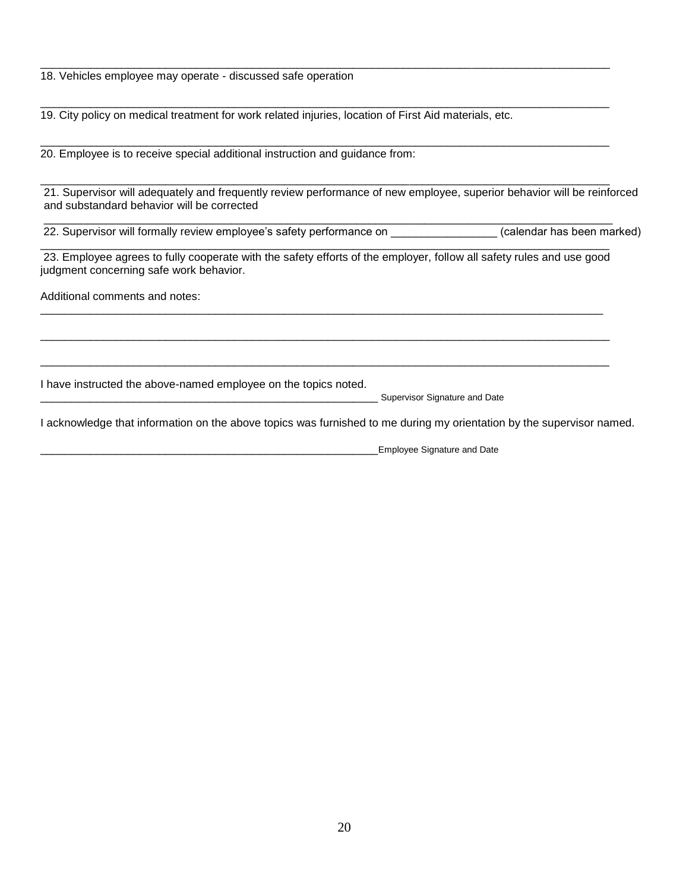\_\_\_\_\_\_\_\_\_\_\_\_\_\_\_\_\_\_\_\_\_\_\_\_\_\_\_\_\_\_\_\_\_\_\_\_\_\_\_\_\_\_\_\_\_\_\_\_\_\_\_\_\_\_\_\_\_\_\_\_\_\_\_\_\_\_\_\_\_\_\_\_\_\_\_\_\_\_\_\_\_\_\_\_\_\_\_\_\_\_\_\_

18. Vehicles employee may operate - discussed safe operation

\_\_\_\_\_\_\_\_\_\_\_\_\_\_\_\_\_\_\_\_\_\_\_\_\_\_\_\_\_\_\_\_\_\_\_\_\_\_\_\_\_\_\_\_\_\_\_\_\_\_\_\_\_\_\_\_\_\_\_\_\_\_\_\_\_\_\_\_\_\_\_\_\_\_\_\_\_\_\_\_\_\_\_\_\_\_\_\_\_\_\_\_

19. City policy on medical treatment for work related injuries, location of First Aid materials, etc.

\_\_\_\_\_\_\_\_\_\_\_\_\_\_\_\_\_\_\_\_\_\_\_\_\_\_\_\_\_\_\_\_\_\_\_\_\_\_\_\_\_\_\_\_\_\_\_\_\_\_\_\_\_\_\_\_\_\_\_\_\_\_\_\_\_\_\_\_\_\_\_\_\_\_\_\_\_\_\_\_\_\_\_\_\_\_\_\_\_\_\_\_

20. Employee is to receive special additional instruction and guidance from:

\_\_\_\_\_\_\_\_\_\_\_\_\_\_\_\_\_\_\_\_\_\_\_\_\_\_\_\_\_\_\_\_\_\_\_\_\_\_\_\_\_\_\_\_\_\_\_\_\_\_\_\_\_\_\_\_\_\_\_\_\_\_\_\_\_\_\_\_\_\_\_\_\_\_\_\_\_\_\_\_\_\_\_\_\_\_\_\_\_\_\_\_

21. Supervisor will adequately and frequently review performance of new employee, superior behavior will be reinforced and substandard behavior will be corrected

\_\_\_\_\_\_\_\_\_\_\_\_\_\_\_\_\_\_\_\_\_\_\_\_\_\_\_\_\_\_\_\_\_\_\_\_\_\_\_\_\_\_\_\_\_\_\_\_\_\_\_\_\_\_\_\_\_\_\_\_\_\_\_\_\_\_\_\_\_\_\_\_\_\_\_\_\_\_\_\_\_\_\_\_\_\_\_\_\_\_\_\_

22. Supervisor will formally review employee's safety performance on \_\_\_\_\_\_\_\_\_\_\_\_\_\_\_\_\_ (calendar has been marked)

\_\_\_\_\_\_\_\_\_\_\_\_\_\_\_\_\_\_\_\_\_\_\_\_\_\_\_\_\_\_\_\_\_\_\_\_\_\_\_\_\_\_\_\_\_\_\_\_\_\_\_\_\_\_\_\_\_\_\_\_\_\_\_\_\_\_\_\_\_\_\_\_\_\_\_\_\_\_\_\_\_\_\_\_\_\_\_\_\_\_\_\_

23. Employee agrees to fully cooperate with the safety efforts of the employer, follow all safety rules and use good judgment concerning safe work behavior.

Additional comments and notes:

\_\_\_\_\_\_\_\_\_\_\_\_\_\_\_\_\_\_\_\_\_\_\_\_\_\_\_\_\_\_\_\_\_\_\_\_\_\_\_\_\_\_\_\_\_\_\_\_\_\_\_\_\_\_\_\_\_\_\_\_\_\_\_\_\_\_\_\_\_\_\_\_\_\_\_\_\_\_\_\_\_\_\_\_\_\_\_\_\_\_\_\_

\_\_\_\_\_\_\_\_\_\_\_\_\_\_\_\_\_\_\_\_\_\_\_\_\_\_\_\_\_\_\_\_\_\_\_\_\_\_\_\_\_\_\_\_\_\_\_\_\_\_\_\_\_\_\_\_\_\_\_\_\_\_\_\_\_\_\_\_\_\_\_\_\_\_\_\_\_\_\_\_\_\_\_\_\_\_\_\_\_\_\_\_

\_\_\_\_\_\_\_\_\_\_\_\_\_\_\_\_\_\_\_\_\_\_\_\_\_\_\_\_\_\_\_\_\_\_\_\_\_\_\_\_\_\_\_\_\_\_\_\_\_\_\_\_\_\_\_\_\_\_\_\_\_\_\_\_\_\_\_\_\_\_\_\_\_\_\_\_\_\_\_\_\_\_\_\_\_\_\_\_\_\_\_\_

I have instructed the above-named employee on the topics noted.

\_\_\_\_\_\_\_\_\_\_\_\_\_\_\_\_\_\_\_\_\_\_\_\_\_\_\_\_\_\_\_\_\_\_\_\_\_\_\_\_\_\_\_\_\_\_\_\_\_\_\_\_\_\_\_\_ Supervisor Signature and Date

I acknowledge that information on the above topics was furnished to me during my orientation by the supervisor named.

\_\_\_\_\_\_\_\_\_\_\_\_\_\_\_\_\_\_\_\_\_\_\_\_\_\_\_\_\_\_\_\_\_\_\_\_\_\_\_\_\_\_\_\_\_\_\_\_\_\_\_\_\_\_\_\_\_\_Employee Signature and Date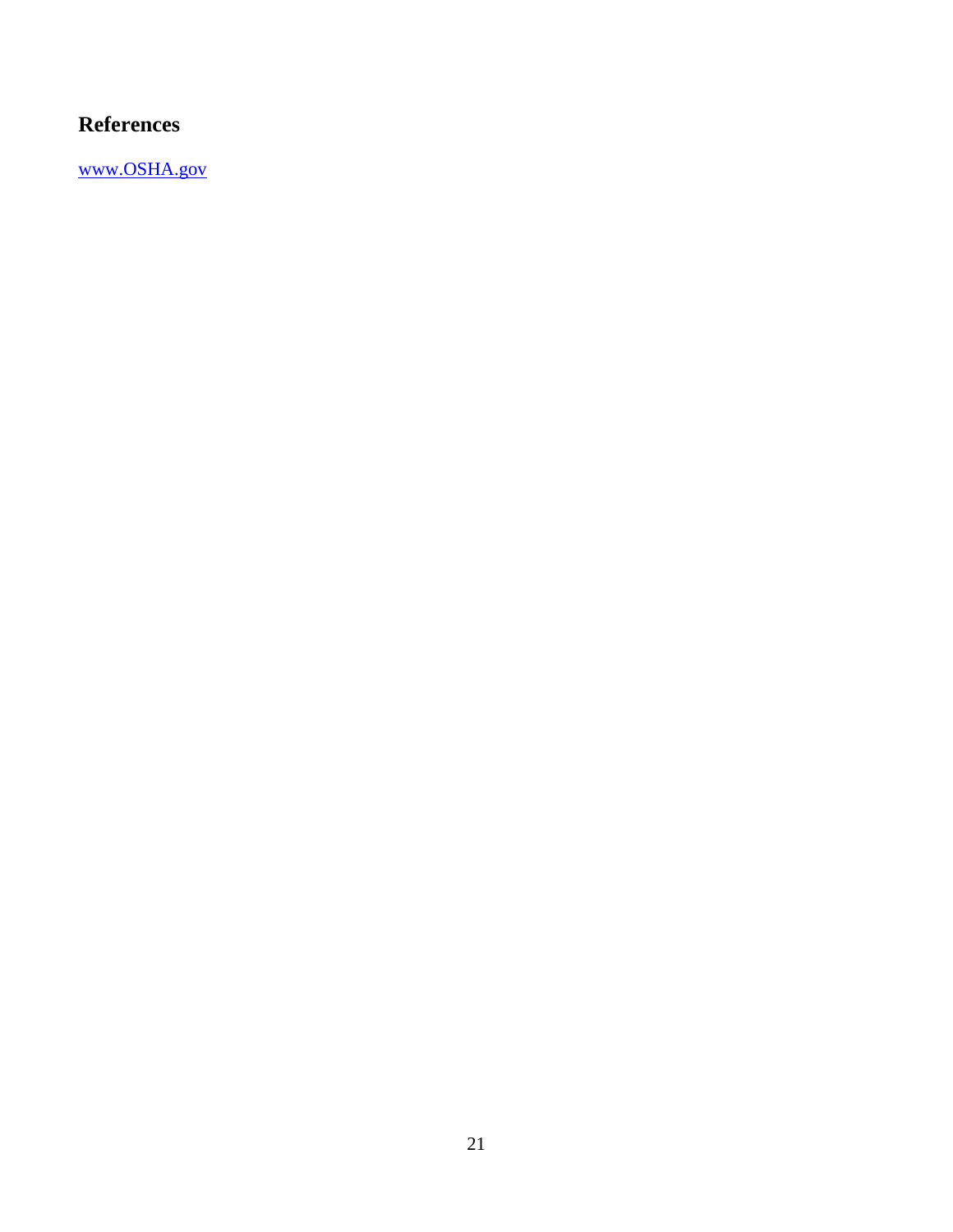## References

[www.OSHA.gov](http://www.OSHA.gov)